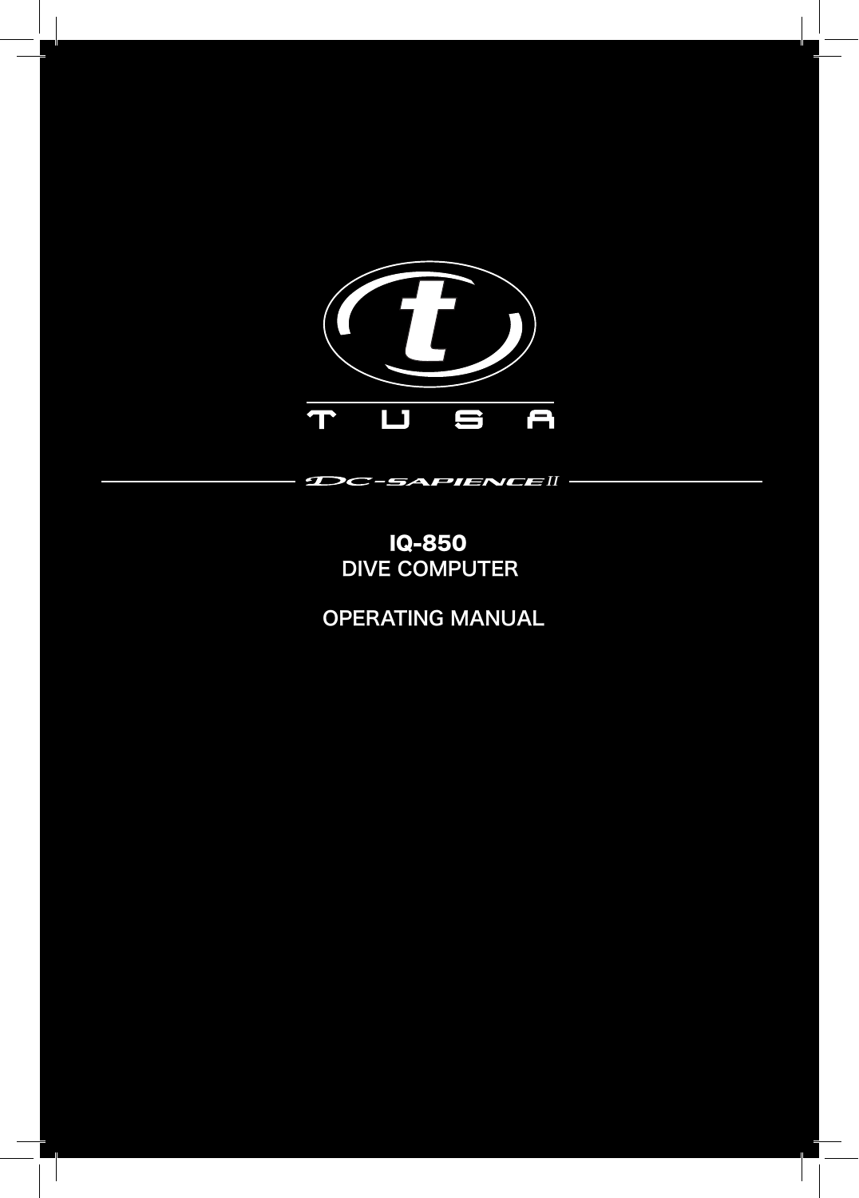TUSA

DC-SAPIENCE II

# IQ-850
DIVE COMPUTER

OPERATING MANUAL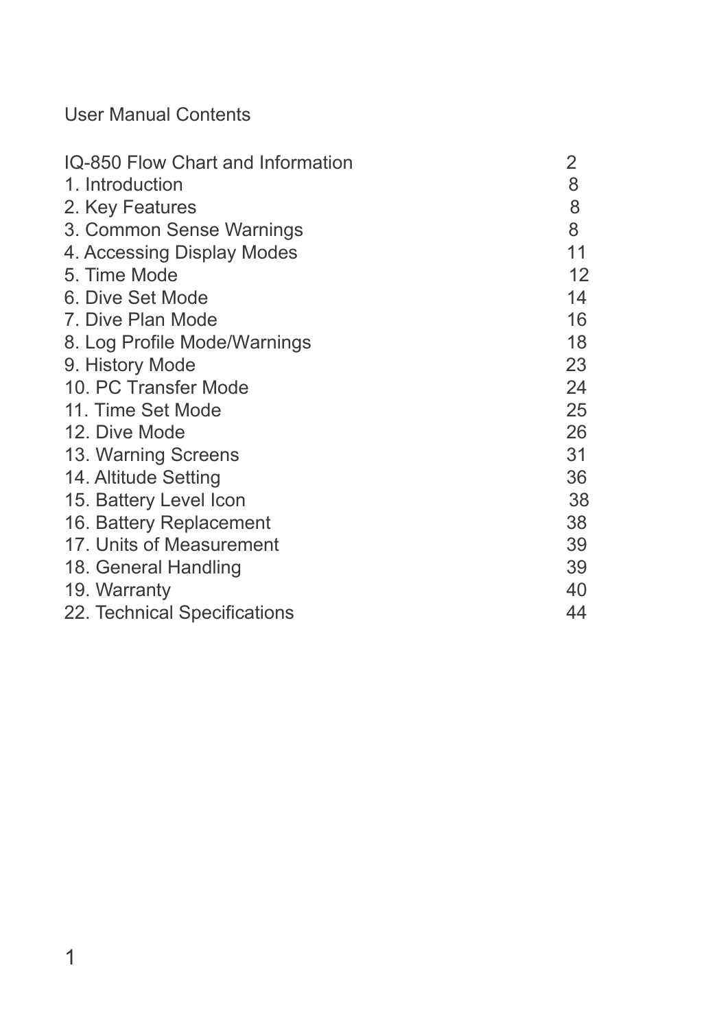# User Manual Contents

| | |
|---|---|
| IQ-850 Flow Chart and Information | 2 |
| 1. Introduction | 8 |
| 2. Key Features | 8 |
| 3. Common Sense Warnings | 8 |
| 4. Accessing Display Modes | 11 |
| 5. Time Mode | 12 |
| 6. Dive Set Mode | 14 |
| 7. Dive Plan Mode | 16 |
| 8. Log Profile Mode/Warnings | 18 |
| 9. History Mode | 23 |
| 10. PC Transfer Mode | 24 |
| 11. Time Set Mode | 25 |
| 12. Dive Mode | 26 |
| 13. Warning Screens | 31 |
| 14. Altitude Setting | 36 |
| 15. Battery Level Icon | 38 |
| 16. Battery Replacement | 38 |
| 17. Units of Measurement | 39 |
| 18. General Handling | 39 |
| 19. Warranty | 40 |
| 22. Technical Specifications | 44 |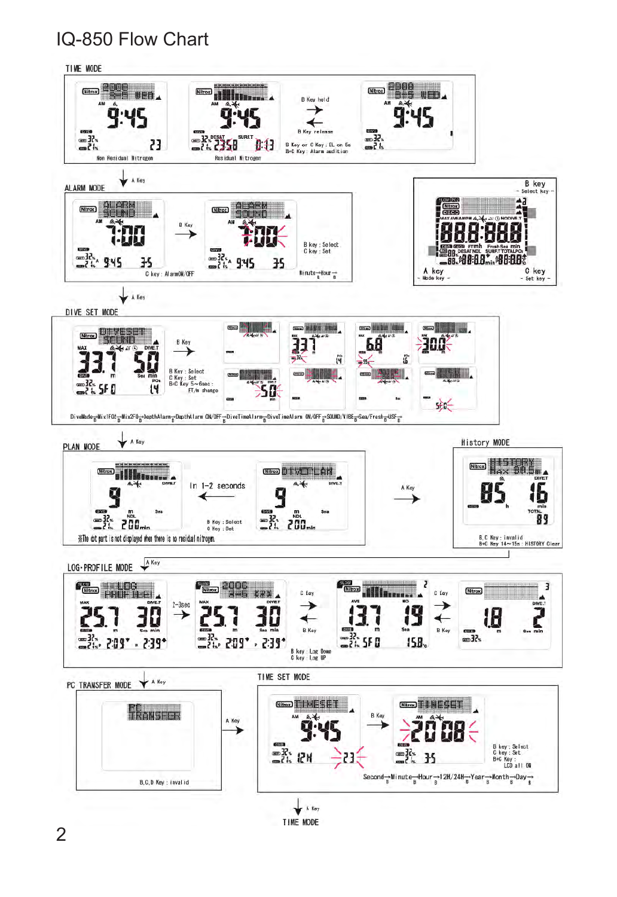# IQ-850 Flow Chart

## TIME MODE

Non Residual Nitrogen

Residual Nitrogen

B Key hold

B Key release

B Key or C Key : EL on 5s
B+C Key : Alarm audition

↓ A Key

## ALARM MODE

B Key

B key : Select
C key : Set

C key : AlarmON/OFF

Minute → Hour →

B key
– Select key –

A key
– Mode key –

C key
– Set key –

↓ A Key

## DIVE SET MODE

B Key

B Key : Select
C Key : Set
B+C Key 5~6sec : FT/m change

DiveMode → Mix1FO2 → Mix2FO2 → DepthAlarm → DepthAlarm ON/OFF → DiveTimeAlarm → DiveTimeAlarm ON/OFF → SOUND/VIBE → Sea/Fresh → USF →

↓ A Key

## PLAN MODE

In 1–2 seconds

B Key : Select
C Key : Set

※The dot part is not displayed when there is no residual nitrogen.

A Key

## History MODE

B,C Key : invalid
B+C Key 14~15s : HISTORY Clear

↓ A Key

## LOG·PROFILE MODE

1–3sec

C Key

B Key

C Key

B Key

B key : Log Down
C key : Log UP

↓ A Key

## PC TRANSFER MODE

A Key

B,C,D Key : invalid

## TIME SET MODE

B Key

B key : Select
C Key : Set
B+C Key : LCD all ON

Second → Minute → Hour → 12H/24H → Year → Month → Day →

↓ A Key

TIME MODE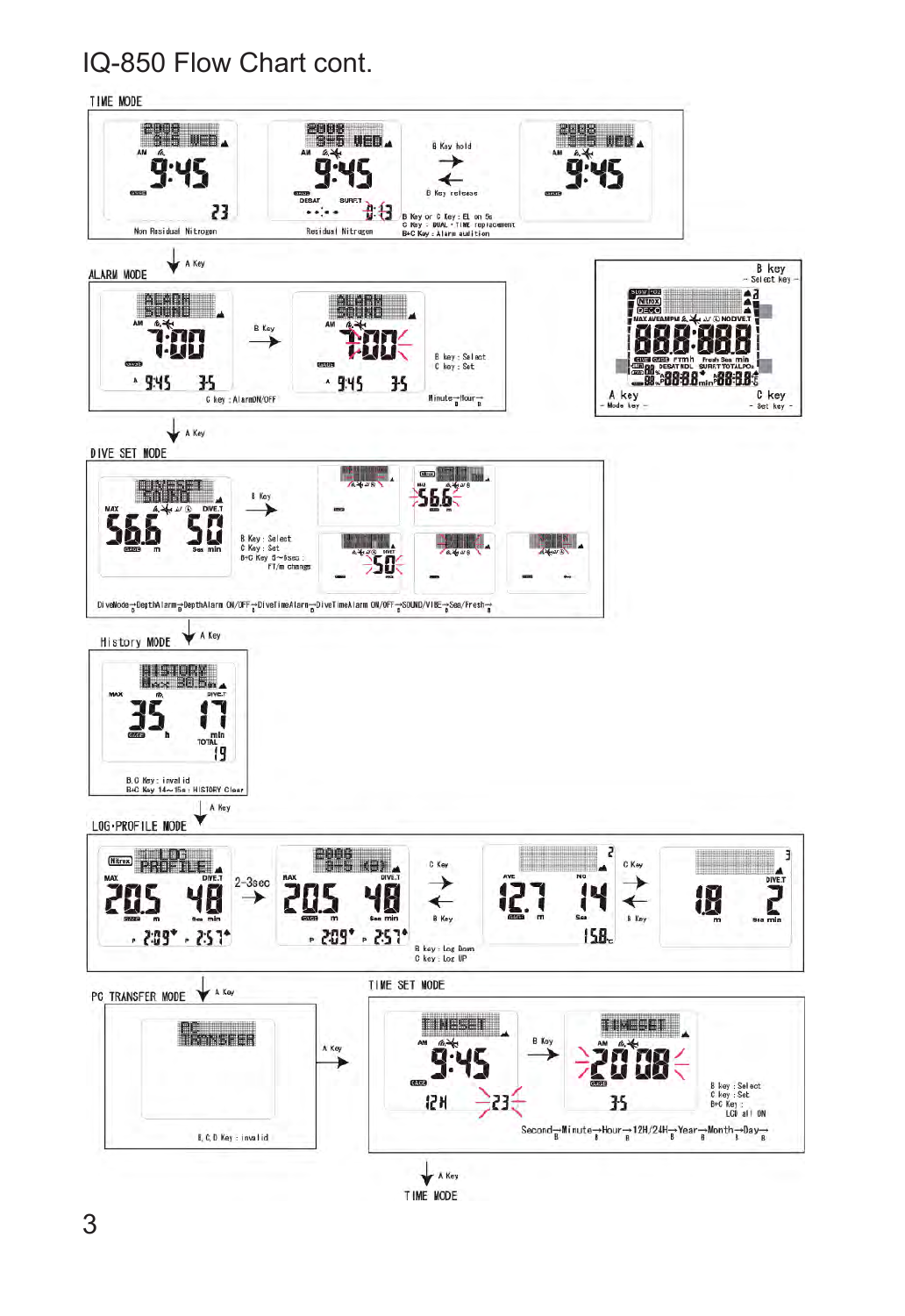# IQ-850 Flow Chart cont.

## TIME MODE

- Non Residual Nitrogen: 2008 9-5 WED, AM 9:45, 23
- Residual Nitrogen: 2008 9-5 WED, AM 9:45, DESAT, SURF.T, 0:13
- B Key hold → / ← B Key release
- 2008 9-5 WED, AM 9:45

B Key or C Key : EL on 5s
C Key : DUAL・TIME replacement
B+C Key : Alarm audition

↓ A Key

## ALARM MODE

- ALARM SOUND, AM 7:00, 9:45 35
- C key : AlarmON/OFF
- B Key →
- ALARM SOUND, AM 7:00, 9:45 35
- B key : Select
- C key : Set
- Minute → Hour →

**B key** – Select key –
**A key** – Mode key –
**C key** – Set key –

↓ A Key

## DIVE SET MODE

- DIVESET SOUND, MAX 56.6 m, DIVE.T 50 min
- B Key →
- B Key : Select
- C Key : Set
- B+C Key 0~5sec : FT/m change

DiveMode → DepthAlarm → DepthAlarm ON/OFF → DiveTimeAlarm → DiveTimeAlarm ON/OFF → SOUND/VIBE → Sea/Fresh →

↓ A Key

## History MODE

- HISTORY, MAX 35 m, DIVE.T 17 min, TOTAL 19 h
- B,C Key : invalid
- B+C Key 14~15s : HISTORY Clear

↓ A Key

## LOG·PROFILE MODE

- LOG PROFILE, MAX 20.5 m, DIVE.T 48 min, 2:09 2:57
- 2-3sec →
- 2008 9-5 (01), MAX 20.5 m, DIVE.T 48 min, 2:09 2:57
- C Key → / ← B Key
- B key : Log Down
- C key : Log UP
- 2, AVE 12.7 m, NO 14, 15.8°C
- C Key → / ← B Key
- 3, 18 m, DIVE.T 2 min

↓ A Key

## PC TRANSFER MODE

- PC TRANSFER
- B,C,D Key : invalid
- A Key →

## TIME SET MODE

- TIMESET, AM 9:45, 12H 23
- B Key →
- TIMESET, AM 2008, 35
- B key : Select
- C key : Set
- B+C Key : LCD all ON

Second → Minute → Hour → 12H/24H → Year → Month → Day →

↓ A Key

TIME MODE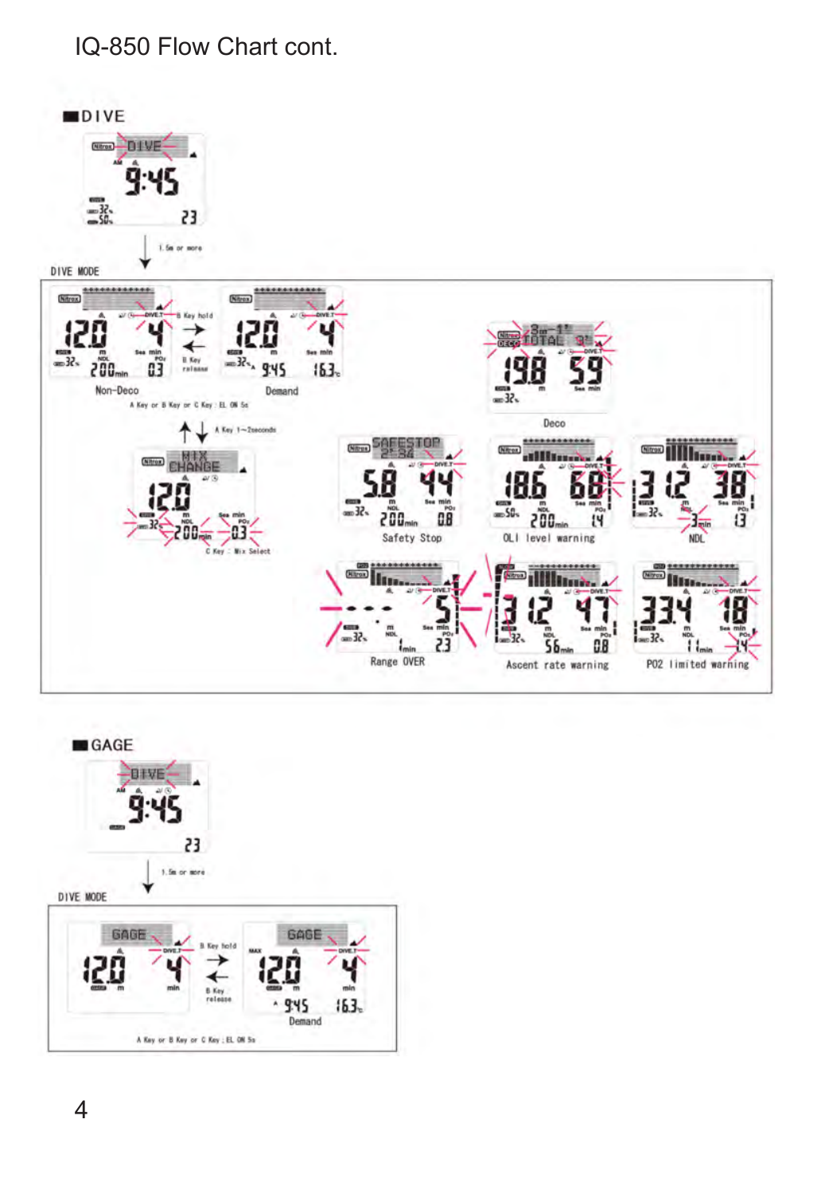# IQ-850 Flow Chart cont.

## ■DIVE

1.5m or more

DIVE MODE

Non-Deco

B Key hold

B Key release

Demand

A Key or B Key or C Key : EL ON 5s

A Key 1~2seconds

C Key : Mix Select

Deco

Safety Stop

OLI level warning

NDL

Range OVER

Ascent rate warning

PO2 limited warning

## ■GAGE

1.5m or more

DIVE MODE

B Key hold

B Key release

Demand

A Key or B Key or C Key : EL ON 5s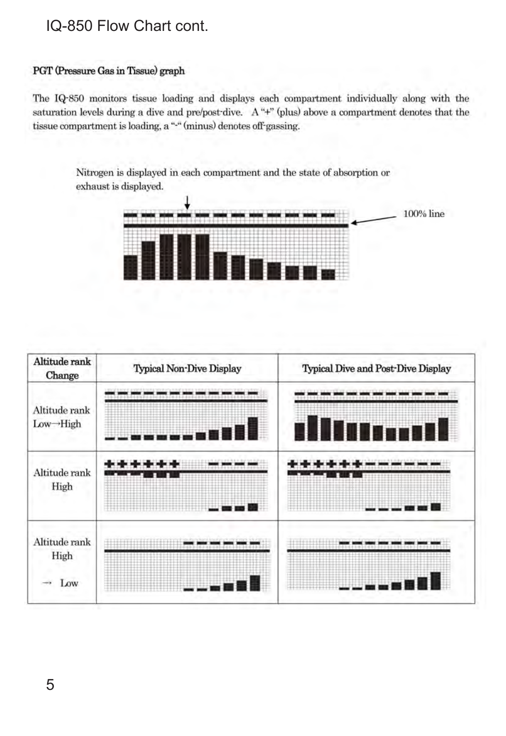# IQ-850 Flow Chart cont.

## PGT (Pressure Gas in Tissue) graph

The IQ-850 monitors tissue loading and displays each compartment individually along with the saturation levels during a dive and pre/post-dive. A "+" (plus) above a compartment denotes that the tissue compartment is loading, a "-" (minus) denotes off-gassing.

Nitrogen is displayed in each compartment and the state of absorption or exhaust is displayed.

100% line

| Altitude rank Change | Typical Non-Dive Display | Typical Dive and Post-Dive Display |
|---|---|---|
| Altitude rank Low→High | | |
| Altitude rank High | | |
| Altitude rank High → Low | | |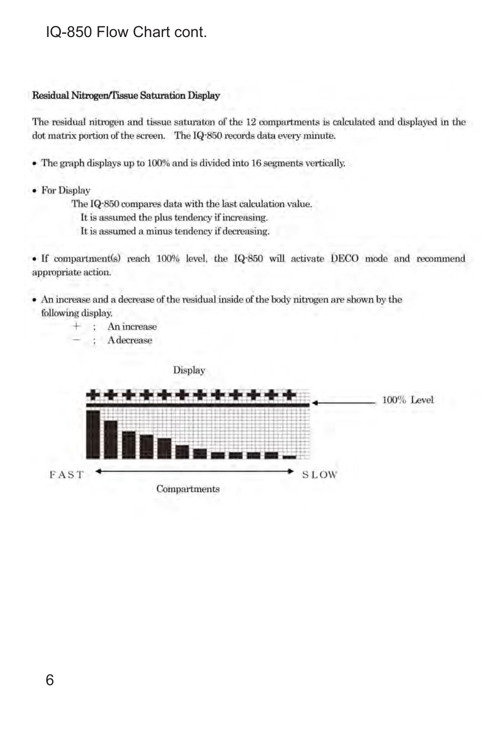# IQ-850 Flow Chart cont.

**Residual Nitrogen/Tissue Saturation Display**

The residual nitrogen and tissue saturaton of the 12 compartments is calculated and displayed in the dot matrix portion of the screen. The IQ-850 records data every minute.

- The graph displays up to 100% and is divided into 16 segments vertically.

- For Display

  The IQ-850 compares data with the last calculation value.

  It is assumed the plus tendency if increasing.

  It is assumed a minus tendency if decreasing.

- If compartment(s) reach 100% level, the IQ-850 will activate DECO mode and recommend appropriate action.

- An increase and a decrease of the residual inside of the body nitrogen are shown by the following display.

  + ; An increase

  − ; A decrease

Display

100% Level

FAST ← → SLOW

Compartments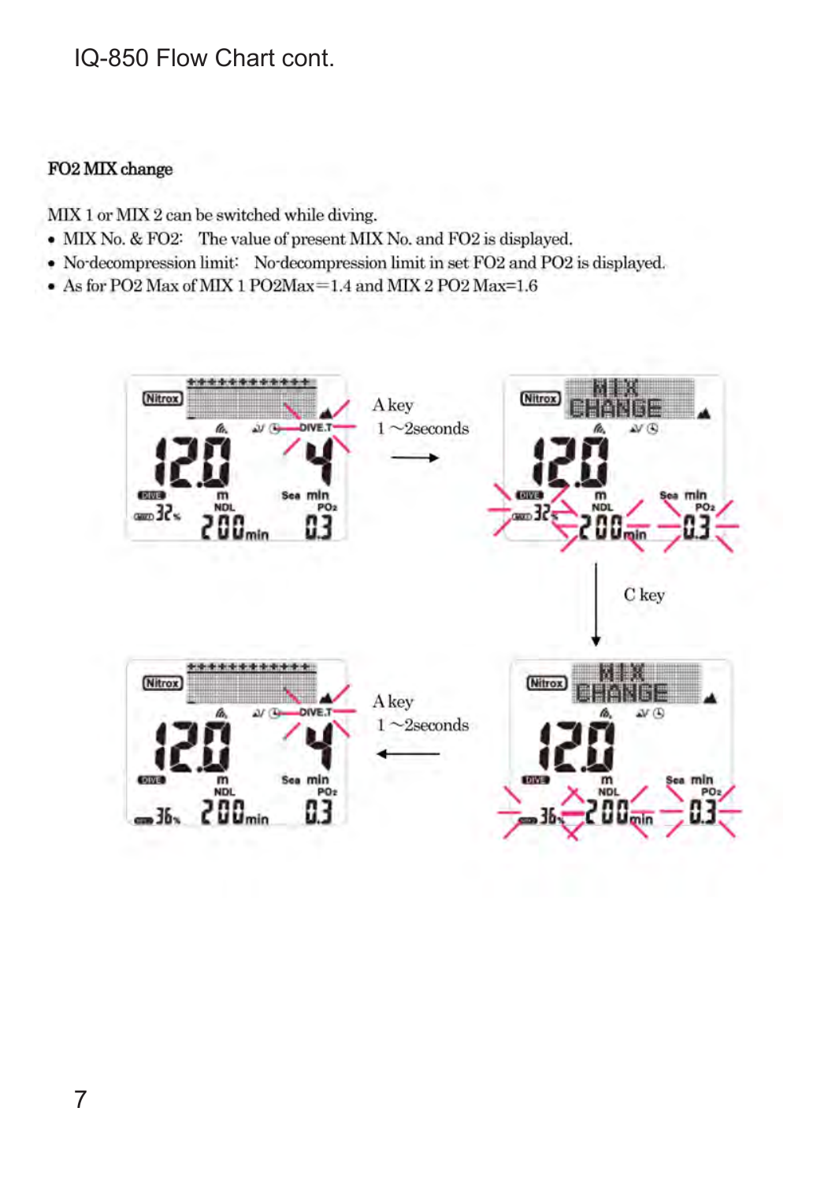# IQ-850 Flow Chart cont.

## FO2 MIX change

MIX 1 or MIX 2 can be switched while diving.

- MIX No. & FO2: The value of present MIX No. and FO2 is displayed.
- No-decompression limit: No-decompression limit in set FO2 and PO2 is displayed.
- As for PO2 Max of MIX 1 PO2Max=1.4 and MIX 2 PO2 Max=1.6

A key
1 ～2seconds

C key

A key
1 ～2seconds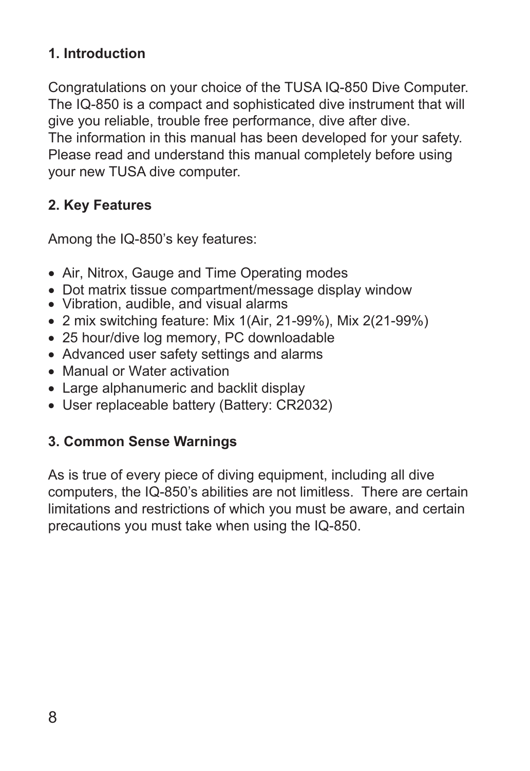## 1. Introduction

Congratulations on your choice of the TUSA IQ-850 Dive Computer. The IQ-850 is a compact and sophisticated dive instrument that will give you reliable, trouble free performance, dive after dive. The information in this manual has been developed for your safety. Please read and understand this manual completely before using your new TUSA dive computer.

## 2. Key Features

Among the IQ-850's key features:

- Air, Nitrox, Gauge and Time Operating modes
- Dot matrix tissue compartment/message display window
- Vibration, audible, and visual alarms
- 2 mix switching feature: Mix 1(Air, 21-99%), Mix 2(21-99%)
- 25 hour/dive log memory, PC downloadable
- Advanced user safety settings and alarms
- Manual or Water activation
- Large alphanumeric and backlit display
- User replaceable battery (Battery: CR2032)

## 3. Common Sense Warnings

As is true of every piece of diving equipment, including all dive computers, the IQ-850's abilities are not limitless. There are certain limitations and restrictions of which you must be aware, and certain precautions you must take when using the IQ-850.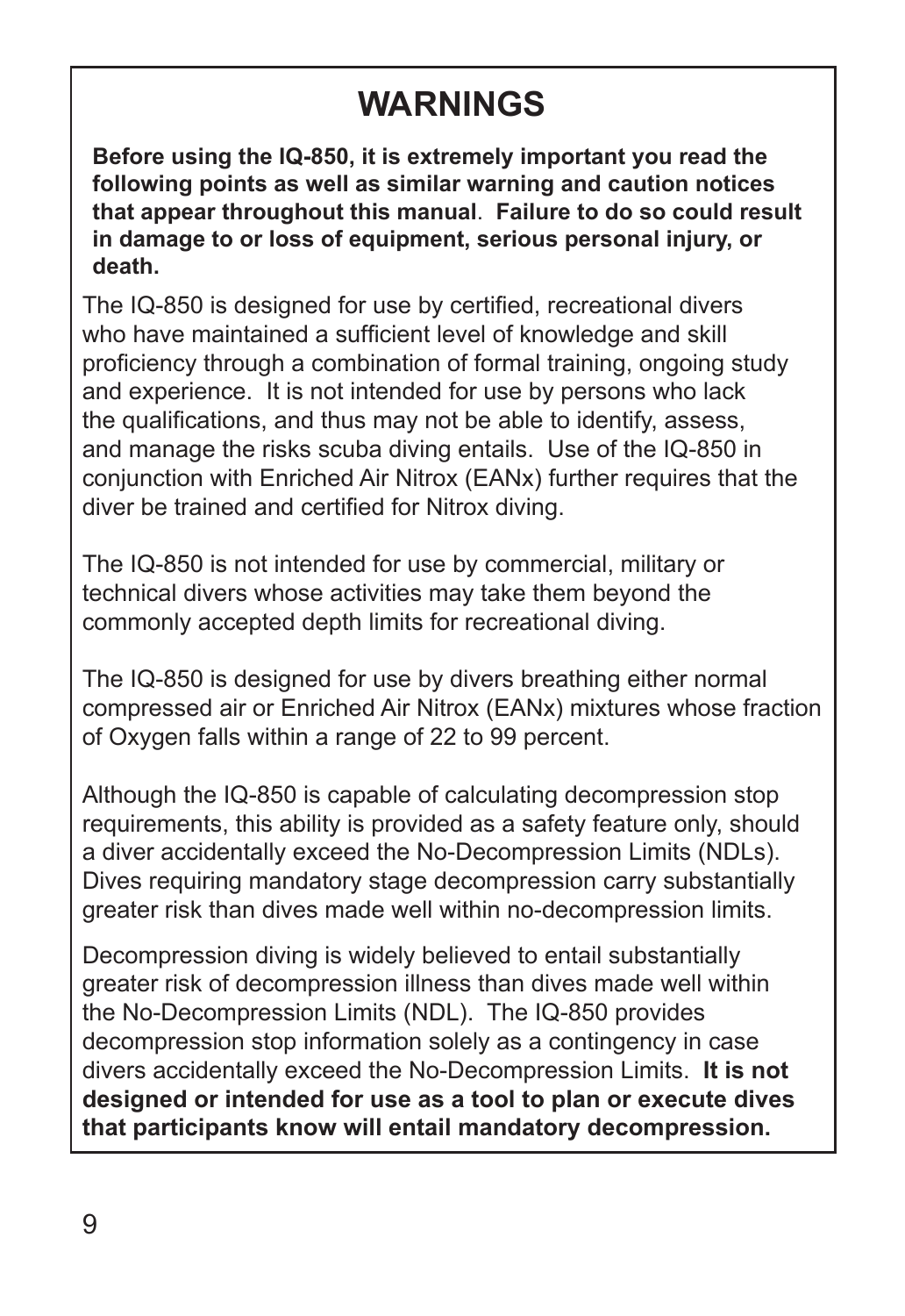# WARNINGS

**Before using the IQ-850, it is extremely important you read the following points as well as similar warning and caution notices that appear throughout this manual. Failure to do so could result in damage to or loss of equipment, serious personal injury, or death.**

The IQ-850 is designed for use by certified, recreational divers who have maintained a sufficient level of knowledge and skill proficiency through a combination of formal training, ongoing study and experience. It is not intended for use by persons who lack the qualifications, and thus may not be able to identify, assess, and manage the risks scuba diving entails. Use of the IQ-850 in conjunction with Enriched Air Nitrox (EANx) further requires that the diver be trained and certified for Nitrox diving.

The IQ-850 is not intended for use by commercial, military or technical divers whose activities may take them beyond the commonly accepted depth limits for recreational diving.

The IQ-850 is designed for use by divers breathing either normal compressed air or Enriched Air Nitrox (EANx) mixtures whose fraction of Oxygen falls within a range of 22 to 99 percent.

Although the IQ-850 is capable of calculating decompression stop requirements, this ability is provided as a safety feature only, should a diver accidentally exceed the No-Decompression Limits (NDLs). Dives requiring mandatory stage decompression carry substantially greater risk than dives made well within no-decompression limits.

Decompression diving is widely believed to entail substantially greater risk of decompression illness than dives made well within the No-Decompression Limits (NDL). The IQ-850 provides decompression stop information solely as a contingency in case divers accidentally exceed the No-Decompression Limits. **It is not designed or intended for use as a tool to plan or execute dives that participants know will entail mandatory decompression.**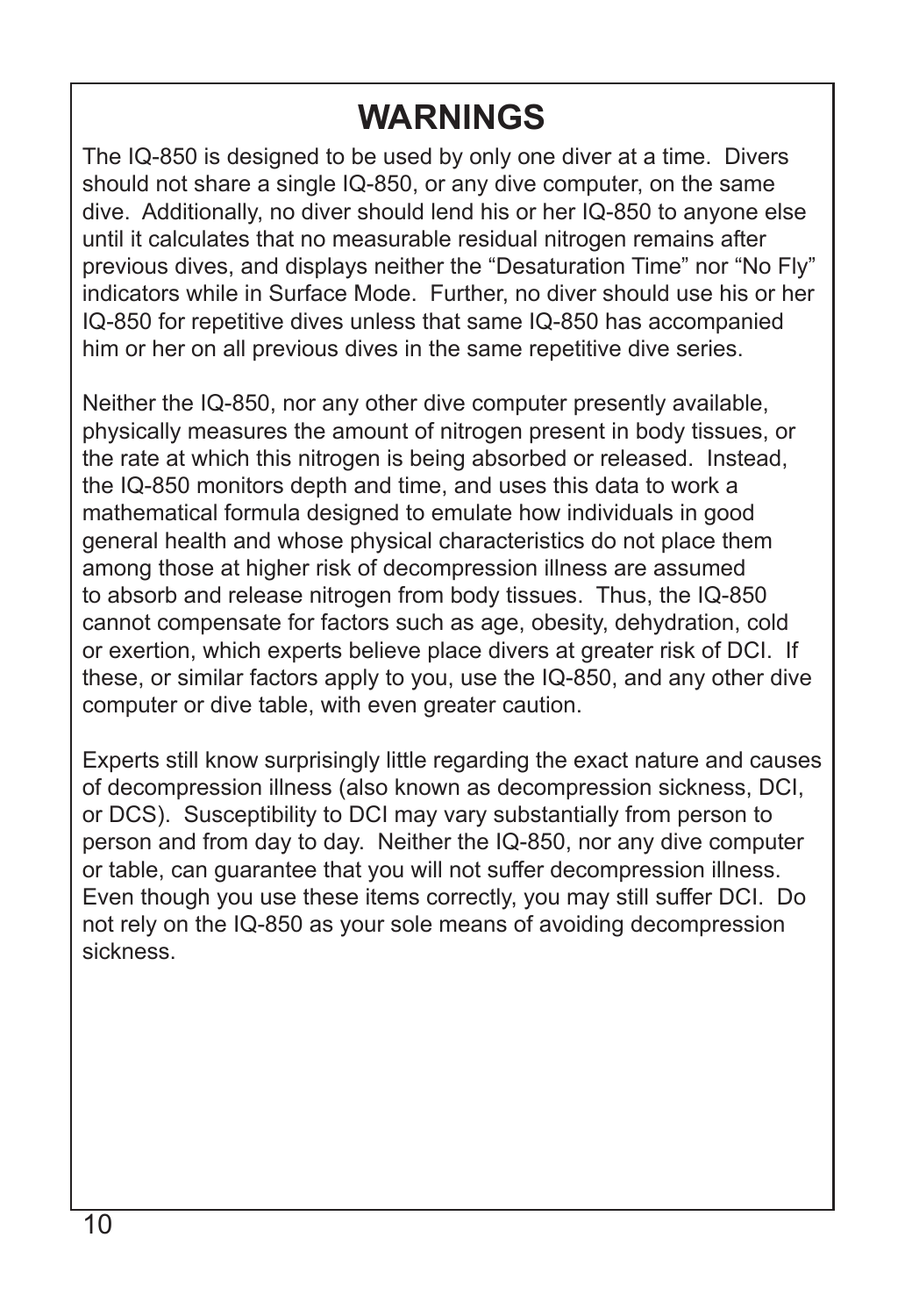# WARNINGS

The IQ-850 is designed to be used by only one diver at a time. Divers should not share a single IQ-850, or any dive computer, on the same dive. Additionally, no diver should lend his or her IQ-850 to anyone else until it calculates that no measurable residual nitrogen remains after previous dives, and displays neither the "Desaturation Time" nor "No Fly" indicators while in Surface Mode. Further, no diver should use his or her IQ-850 for repetitive dives unless that same IQ-850 has accompanied him or her on all previous dives in the same repetitive dive series.

Neither the IQ-850, nor any other dive computer presently available, physically measures the amount of nitrogen present in body tissues, or the rate at which this nitrogen is being absorbed or released. Instead, the IQ-850 monitors depth and time, and uses this data to work a mathematical formula designed to emulate how individuals in good general health and whose physical characteristics do not place them among those at higher risk of decompression illness are assumed to absorb and release nitrogen from body tissues. Thus, the IQ-850 cannot compensate for factors such as age, obesity, dehydration, cold or exertion, which experts believe place divers at greater risk of DCI. If these, or similar factors apply to you, use the IQ-850, and any other dive computer or dive table, with even greater caution.

Experts still know surprisingly little regarding the exact nature and causes of decompression illness (also known as decompression sickness, DCI, or DCS). Susceptibility to DCI may vary substantially from person to person and from day to day. Neither the IQ-850, nor any dive computer or table, can guarantee that you will not suffer decompression illness. Even though you use these items correctly, you may still suffer DCI. Do not rely on the IQ-850 as your sole means of avoiding decompression sickness.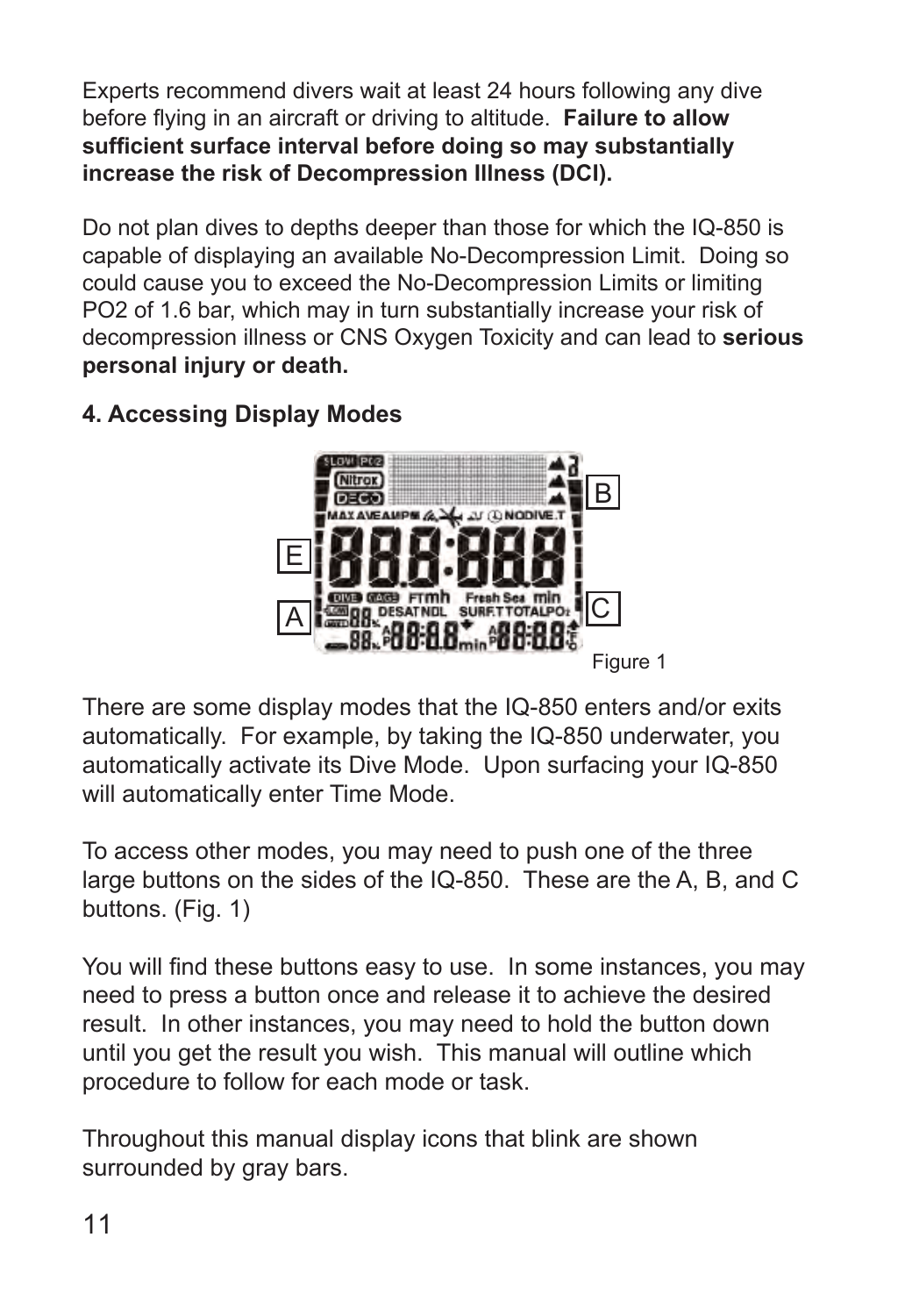Experts recommend divers wait at least 24 hours following any dive before flying in an aircraft or driving to altitude. **Failure to allow sufficient surface interval before doing so may substantially increase the risk of Decompression Illness (DCI).**

Do not plan dives to depths deeper than those for which the IQ-850 is capable of displaying an available No-Decompression Limit. Doing so could cause you to exceed the No-Decompression Limits or limiting PO2 of 1.6 bar, which may in turn substantially increase your risk of decompression illness or CNS Oxygen Toxicity and can lead to **serious personal injury or death.**

## 4. Accessing Display Modes

Figure 1

There are some display modes that the IQ-850 enters and/or exits automatically. For example, by taking the IQ-850 underwater, you automatically activate its Dive Mode. Upon surfacing your IQ-850 will automatically enter Time Mode.

To access other modes, you may need to push one of the three large buttons on the sides of the IQ-850. These are the A, B, and C buttons. (Fig. 1)

You will find these buttons easy to use. In some instances, you may need to press a button once and release it to achieve the desired result. In other instances, you may need to hold the button down until you get the result you wish. This manual will outline which procedure to follow for each mode or task.

Throughout this manual display icons that blink are shown surrounded by gray bars.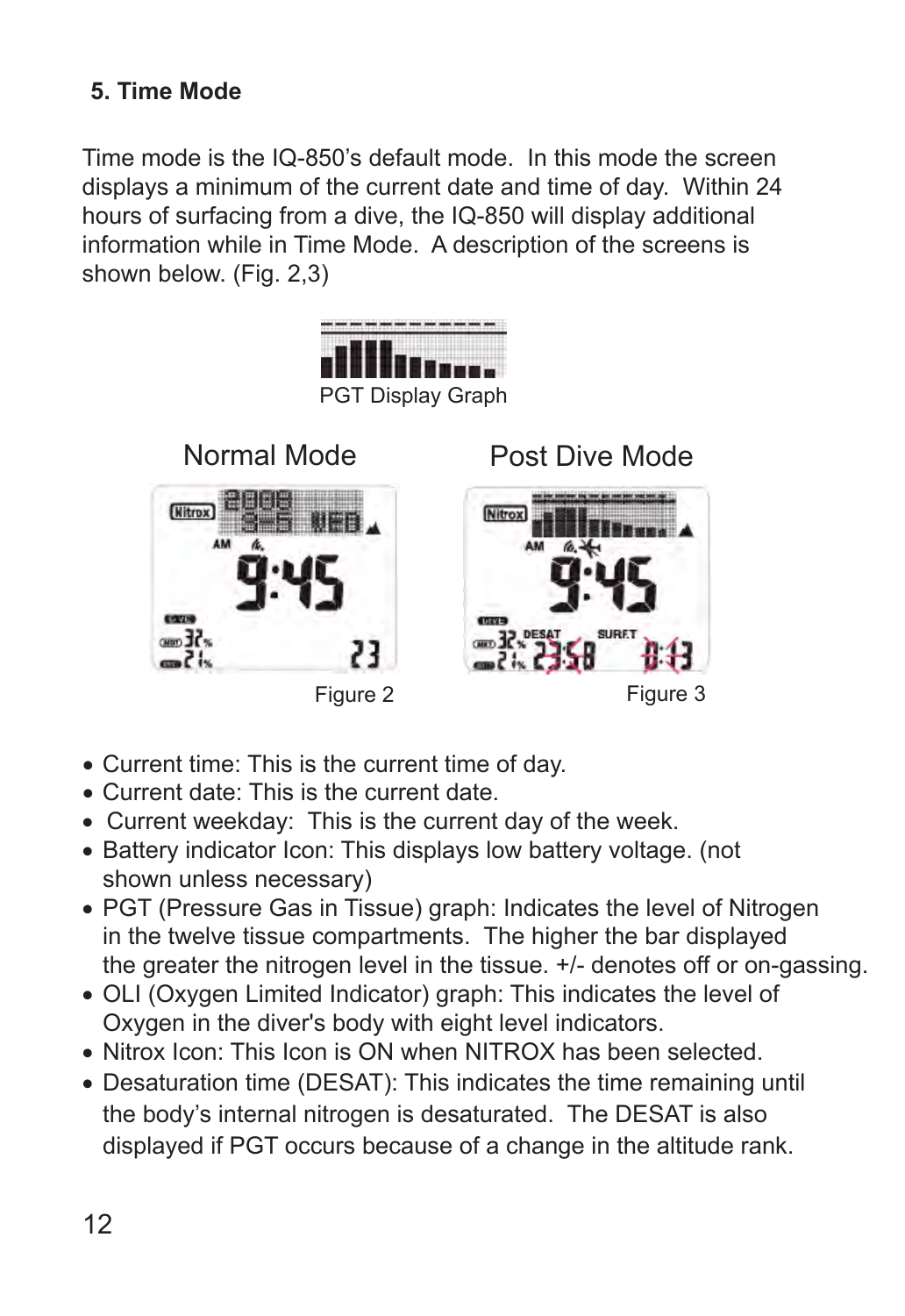## 5. Time Mode

Time mode is the IQ-850's default mode. In this mode the screen displays a minimum of the current date and time of day. Within 24 hours of surfacing from a dive, the IQ-850 will display additional information while in Time Mode. A description of the screens is shown below. (Fig. 2,3)

PGT Display Graph

Normal Mode

Post Dive Mode

Figure 2

Figure 3

- Current time: This is the current time of day.
- Current date: This is the current date.
- Current weekday: This is the current day of the week.
- Battery indicator Icon: This displays low battery voltage. (not shown unless necessary)
- PGT (Pressure Gas in Tissue) graph: Indicates the level of Nitrogen in the twelve tissue compartments. The higher the bar displayed the greater the nitrogen level in the tissue. +/- denotes off or on-gassing.
- OLI (Oxygen Limited Indicator) graph: This indicates the level of Oxygen in the diver's body with eight level indicators.
- Nitrox Icon: This Icon is ON when NITROX has been selected.
- Desaturation time (DESAT): This indicates the time remaining until the body's internal nitrogen is desaturated. The DESAT is also displayed if PGT occurs because of a change in the altitude rank.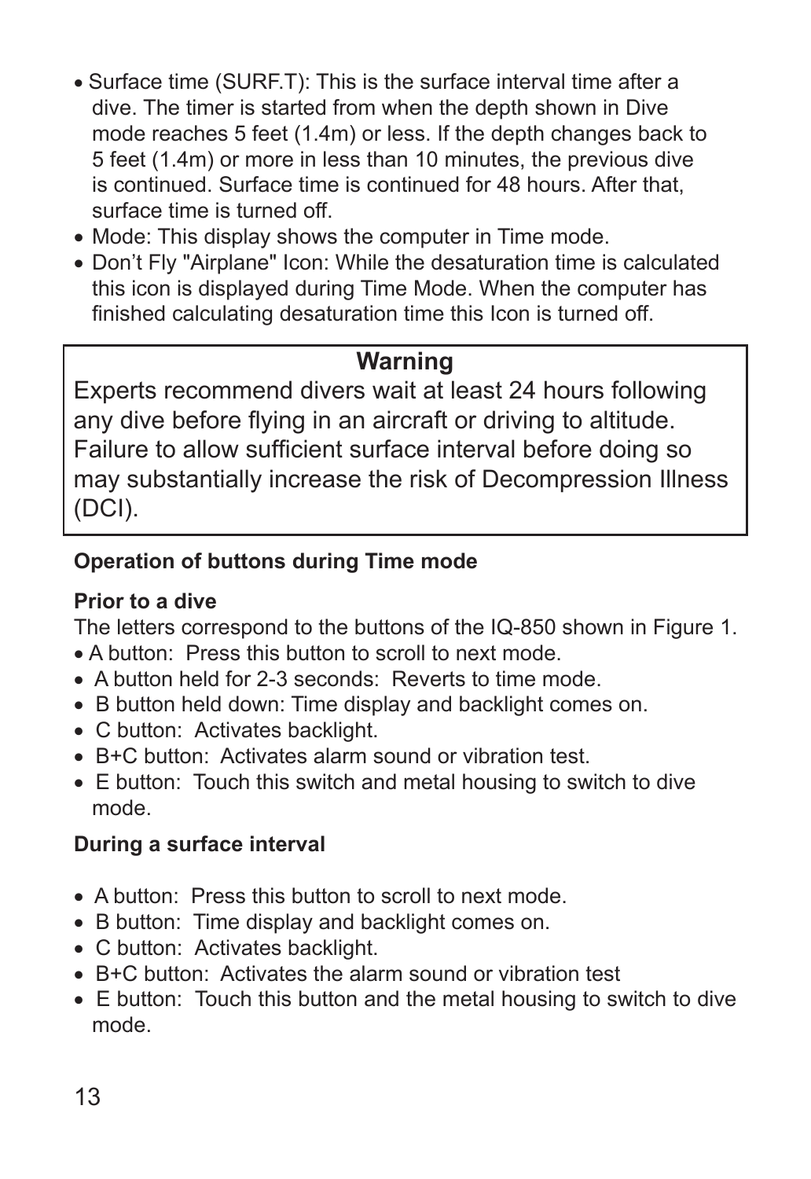- Surface time (SURF.T): This is the surface interval time after a dive. The timer is started from when the depth shown in Dive mode reaches 5 feet (1.4m) or less. If the depth changes back to 5 feet (1.4m) or more in less than 10 minutes, the previous dive is continued. Surface time is continued for 48 hours. After that, surface time is turned off.
- Mode: This display shows the computer in Time mode.
- Don't Fly "Airplane" Icon: While the desaturation time is calculated this icon is displayed during Time Mode. When the computer has finished calculating desaturation time this Icon is turned off.

> **Warning**
>
> Experts recommend divers wait at least 24 hours following any dive before flying in an aircraft or driving to altitude. Failure to allow sufficient surface interval before doing so may substantially increase the risk of Decompression Illness (DCI).

**Operation of buttons during Time mode**

**Prior to a dive**

The letters correspond to the buttons of the IQ-850 shown in Figure 1.

- A button: Press this button to scroll to next mode.
- A button held for 2-3 seconds: Reverts to time mode.
- B button held down: Time display and backlight comes on.
- C button: Activates backlight.
- B+C button: Activates alarm sound or vibration test.
- E button: Touch this switch and metal housing to switch to dive mode.

**During a surface interval**

- A button: Press this button to scroll to next mode.
- B button: Time display and backlight comes on.
- C button: Activates backlight.
- B+C button: Activates the alarm sound or vibration test
- E button: Touch this button and the metal housing to switch to dive mode.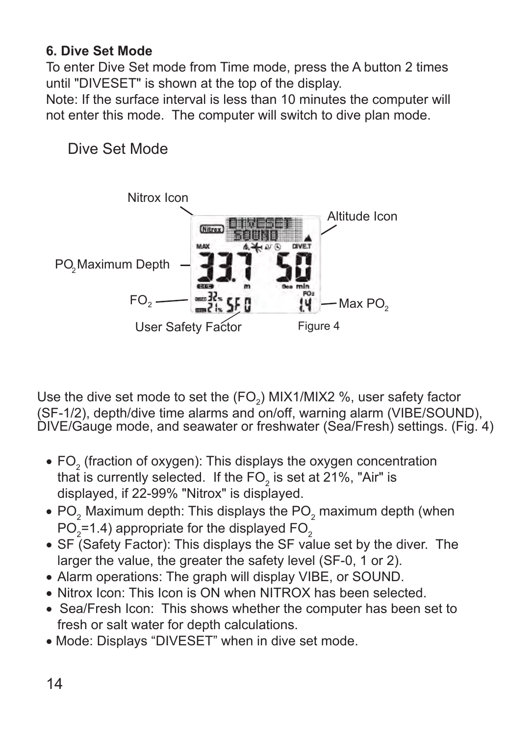## 6. Dive Set Mode

To enter Dive Set mode from Time mode, press the A button 2 times until "DIVESET" is shown at the top of the display.

Note: If the surface interval is less than 10 minutes the computer will not enter this mode. The computer will switch to dive plan mode.

Dive Set Mode

Nitrox Icon

Altitude Icon

$PO_2$ Maximum Depth

$FO_2$

Max $PO_2$

User Safety Factor

Figure 4

Use the dive set mode to set the ($FO_2$) MIX1/MIX2 %, user safety factor (SF-1/2), depth/dive time alarms and on/off, warning alarm (VIBE/SOUND), DIVE/Gauge mode, and seawater or freshwater (Sea/Fresh) settings. (Fig. 4)

- $FO_2$ (fraction of oxygen): This displays the oxygen concentration that is currently selected. If the $FO_2$ is set at 21%, "Air" is displayed, if 22-99% "Nitrox" is displayed.
- $PO_2$ Maximum depth: This displays the $PO_2$ maximum depth (when $PO_2$=1.4) appropriate for the displayed $FO_2$
- SF (Safety Factor): This displays the SF value set by the diver. The larger the value, the greater the safety level (SF-0, 1 or 2).
- Alarm operations: The graph will display VIBE, or SOUND.
- Nitrox Icon: This Icon is ON when NITROX has been selected.
- Sea/Fresh Icon: This shows whether the computer has been set to fresh or salt water for depth calculations.
- Mode: Displays “DIVESET” when in dive set mode.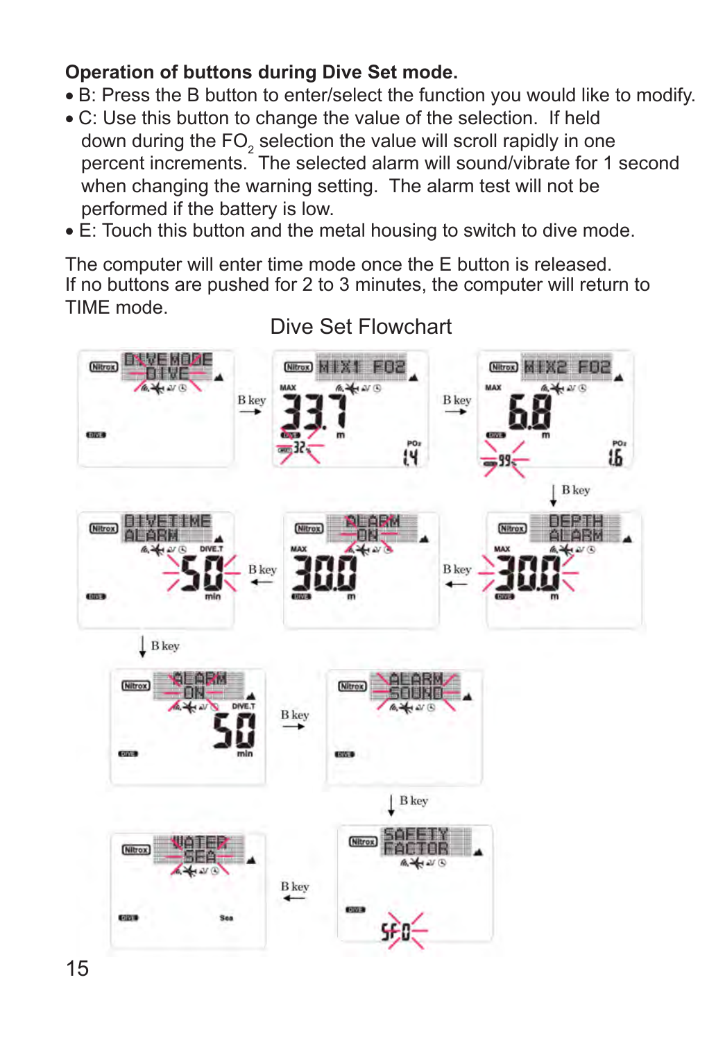**Operation of buttons during Dive Set mode.**

- B: Press the B button to enter/select the function you would like to modify.
- C: Use this button to change the value of the selection. If held down during the $FO_2$ selection the value will scroll rapidly in one percent increments. The selected alarm will sound/vibrate for 1 second when changing the warning setting. The alarm test will not be performed if the battery is low.
- E: Touch this button and the metal housing to switch to dive mode.

The computer will enter time mode once the E button is released.
If no buttons are pushed for 2 to 3 minutes, the computer will return to TIME mode.

Dive Set Flowchart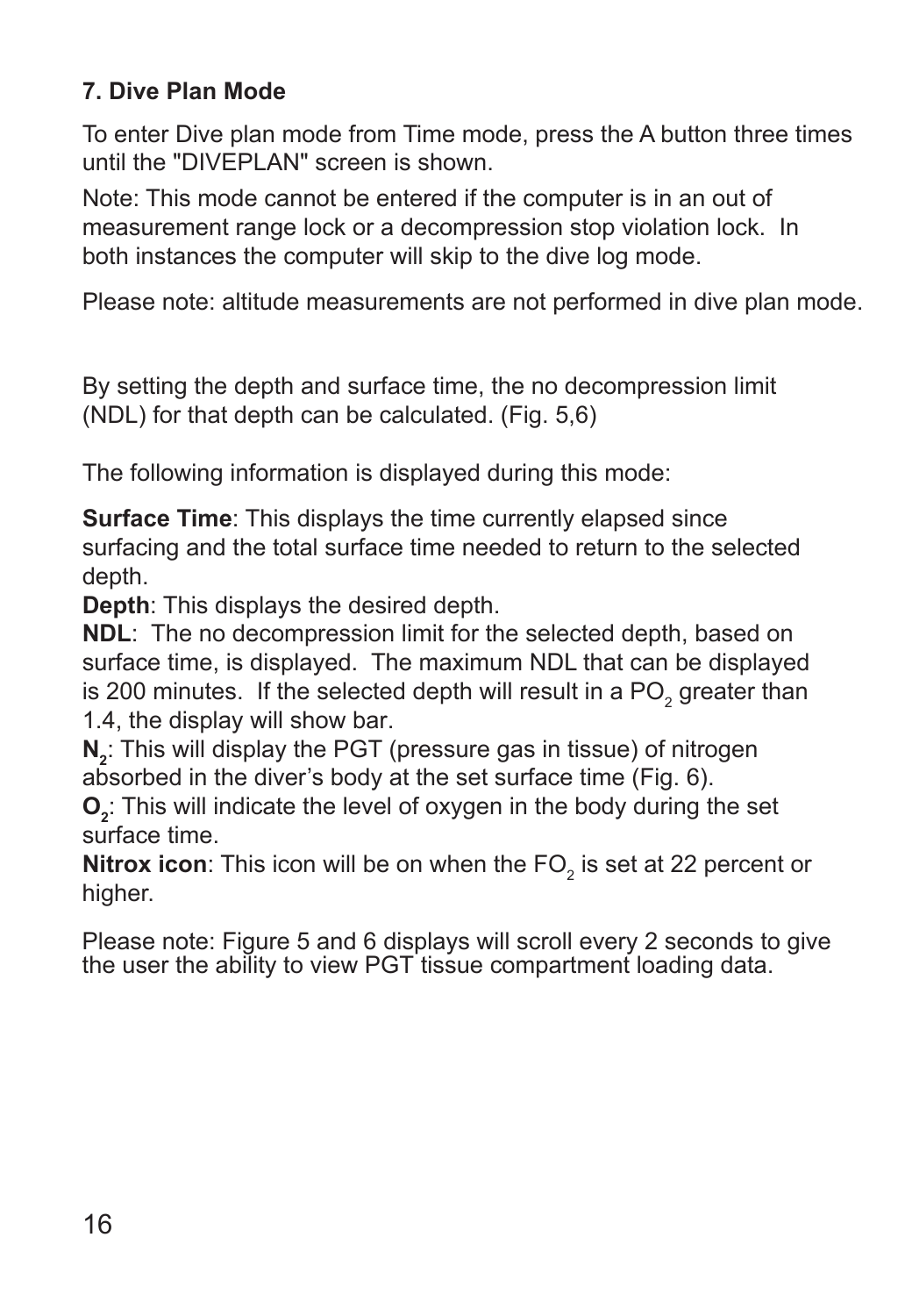## 7. Dive Plan Mode

To enter Dive plan mode from Time mode, press the A button three times until the "DIVEPLAN" screen is shown.

Note: This mode cannot be entered if the computer is in an out of measurement range lock or a decompression stop violation lock. In both instances the computer will skip to the dive log mode.

Please note: altitude measurements are not performed in dive plan mode.

By setting the depth and surface time, the no decompression limit (NDL) for that depth can be calculated. (Fig. 5,6)

The following information is displayed during this mode:

**Surface Time**: This displays the time currently elapsed since surfacing and the total surface time needed to return to the selected depth.
**Depth**: This displays the desired depth.
**NDL**: The no decompression limit for the selected depth, based on surface time, is displayed. The maximum NDL that can be displayed is 200 minutes. If the selected depth will result in a $PO_2$ greater than 1.4, the display will show bar.
**$N_2$**: This will display the PGT (pressure gas in tissue) of nitrogen absorbed in the diver's body at the set surface time (Fig. 6).
**$O_2$**: This will indicate the level of oxygen in the body during the set surface time.
**Nitrox icon**: This icon will be on when the $FO_2$ is set at 22 percent or higher.

Please note: Figure 5 and 6 displays will scroll every 2 seconds to give the user the ability to view PGT tissue compartment loading data.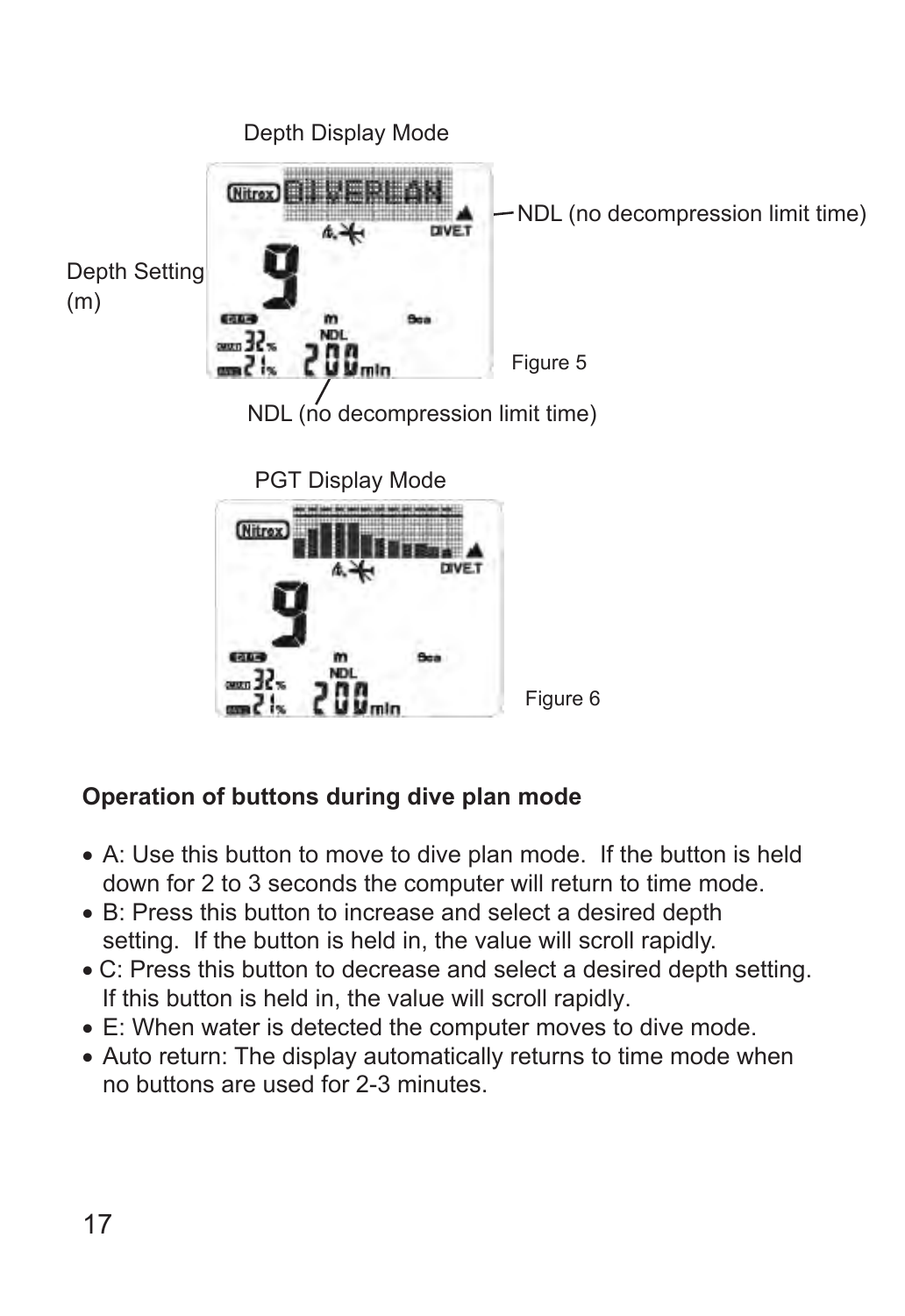Depth Display Mode

Depth Setting (m)

NDL (no decompression limit time)

Figure 5

NDL (no decompression limit time)

PGT Display Mode

Figure 6

**Operation of buttons during dive plan mode**

- A: Use this button to move to dive plan mode. If the button is held down for 2 to 3 seconds the computer will return to time mode.
- B: Press this button to increase and select a desired depth setting. If the button is held in, the value will scroll rapidly.
- C: Press this button to decrease and select a desired depth setting. If this button is held in, the value will scroll rapidly.
- E: When water is detected the computer moves to dive mode.
- Auto return: The display automatically returns to time mode when no buttons are used for 2-3 minutes.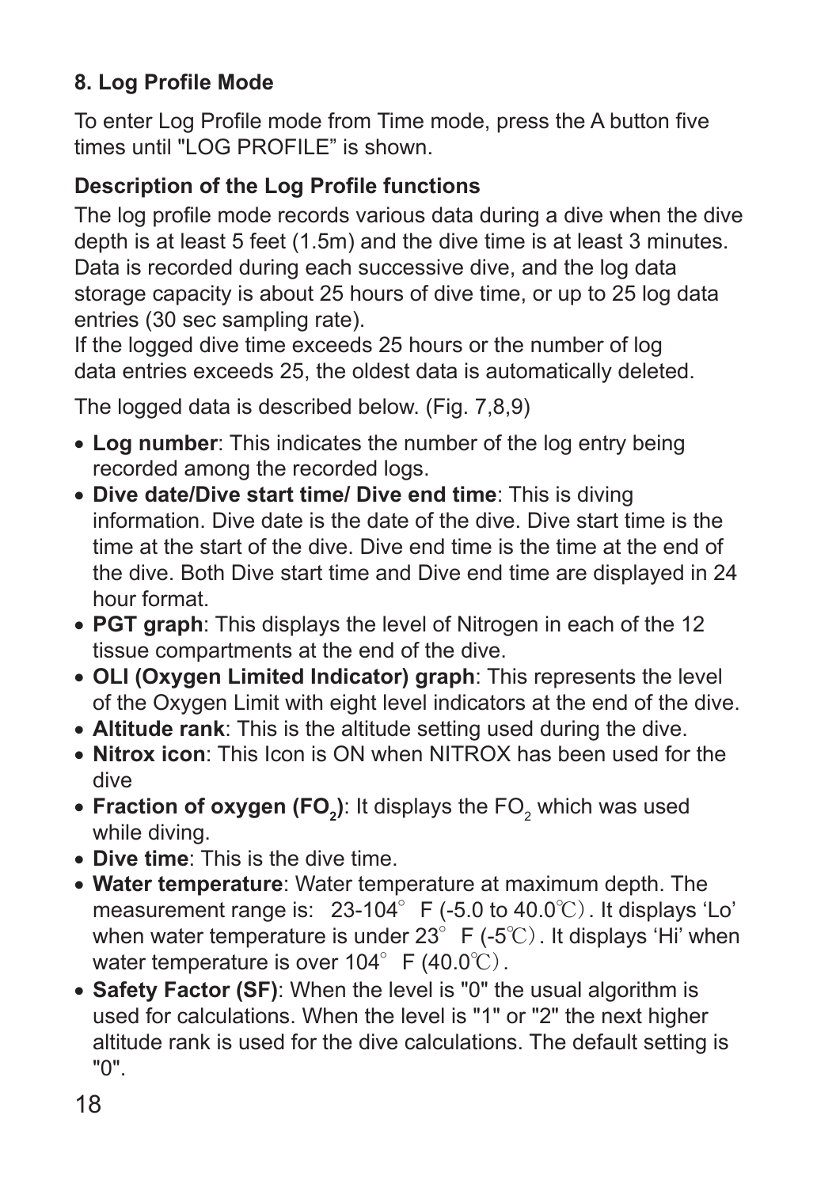## 8. Log Profile Mode

To enter Log Profile mode from Time mode, press the A button five times until "LOG PROFILE" is shown.

### Description of the Log Profile functions

The log profile mode records various data during a dive when the dive depth is at least 5 feet (1.5m) and the dive time is at least 3 minutes. Data is recorded during each successive dive, and the log data storage capacity is about 25 hours of dive time, or up to 25 log data entries (30 sec sampling rate).
If the logged dive time exceeds 25 hours or the number of log data entries exceeds 25, the oldest data is automatically deleted.

The logged data is described below. (Fig. 7,8,9)

- **Log number**: This indicates the number of the log entry being recorded among the recorded logs.
- **Dive date/Dive start time/ Dive end time**: This is diving information. Dive date is the date of the dive. Dive start time is the time at the start of the dive. Dive end time is the time at the end of the dive. Both Dive start time and Dive end time are displayed in 24 hour format.
- **PGT graph**: This displays the level of Nitrogen in each of the 12 tissue compartments at the end of the dive.
- **OLI (Oxygen Limited Indicator) graph**: This represents the level of the Oxygen Limit with eight level indicators at the end of the dive.
- **Altitude rank**: This is the altitude setting used during the dive.
- **Nitrox icon**: This Icon is ON when NITROX has been used for the dive
- **Fraction of oxygen ($FO_2$)**: It displays the $FO_2$ which was used while diving.
- **Dive time**: This is the dive time.
- **Water temperature**: Water temperature at maximum depth. The measurement range is: 23-104°F (-5.0 to 40.0℃). It displays 'Lo' when water temperature is under 23°F (-5℃). It displays 'Hi' when water temperature is over 104°F (40.0℃).
- **Safety Factor (SF)**: When the level is "0" the usual algorithm is used for calculations. When the level is "1" or "2" the next higher altitude rank is used for the dive calculations. The default setting is "0".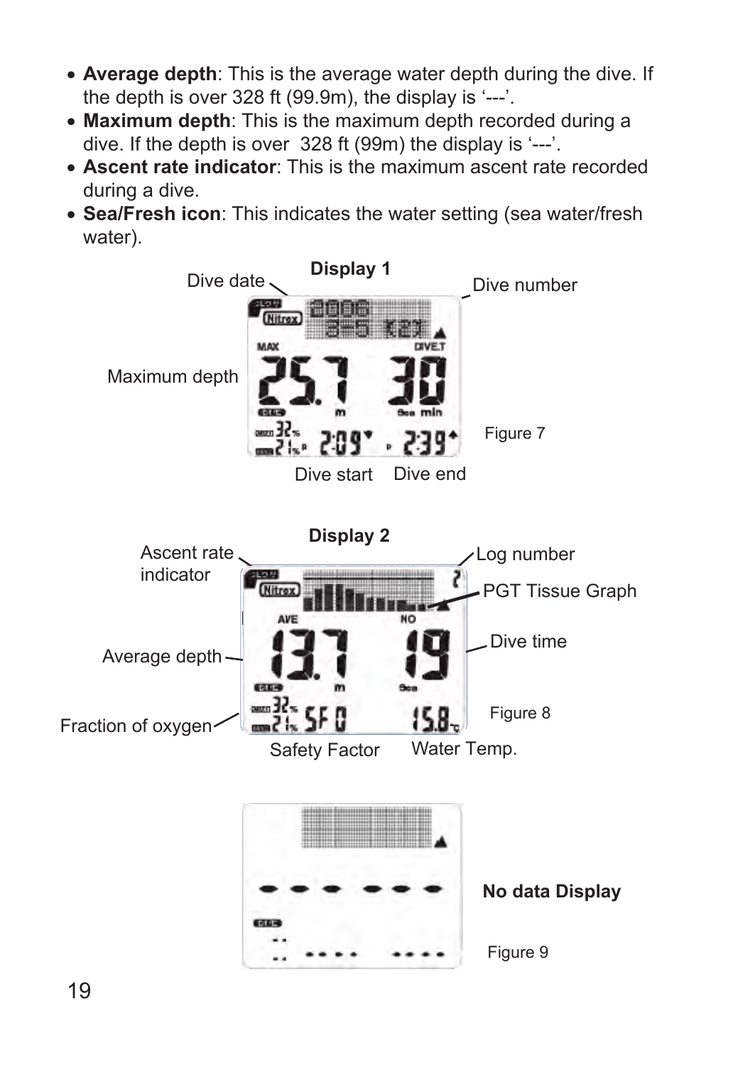- **Average depth**: This is the average water depth during the dive. If the depth is over 328 ft (99.9m), the display is '---'.
- **Maximum depth**: This is the maximum depth recorded during a dive. If the depth is over  328 ft (99m) the display is '---'.
- **Ascent rate indicator**: This is the maximum ascent rate recorded during a dive.
- **Sea/Fresh icon**: This indicates the water setting (sea water/fresh water).

**Display 1**

Dive date — Dive number — Maximum depth — Dive start — Dive end

Figure 7

**Display 2**

Ascent rate indicator — Log number — PGT Tissue Graph — Dive time — Average depth — Fraction of oxygen — Safety Factor — Water Temp.

Figure 8

**No data Display**

Figure 9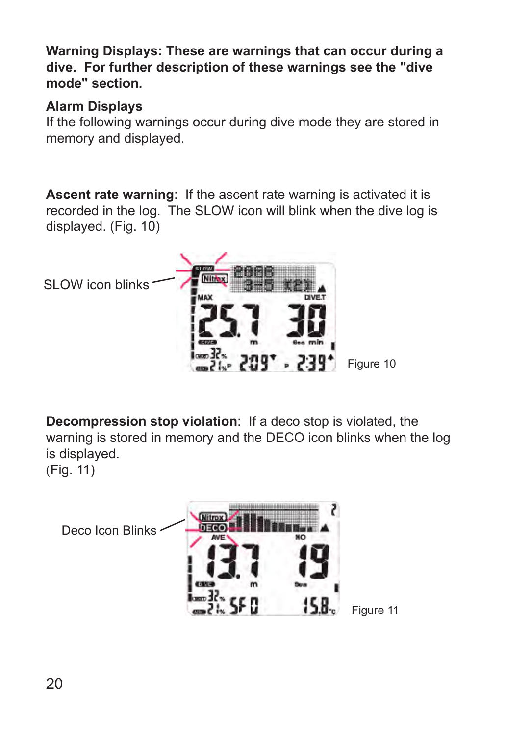**Warning Displays: These are warnings that can occur during a dive. For further description of these warnings see the "dive mode" section.**

**Alarm Displays**

If the following warnings occur during dive mode they are stored in memory and displayed.

**Ascent rate warning**: If the ascent rate warning is activated it is recorded in the log. The SLOW icon will blink when the dive log is displayed. (Fig. 10)

SLOW icon blinks

Figure 10

**Decompression stop violation**: If a deco stop is violated, the warning is stored in memory and the DECO icon blinks when the log is displayed.
(Fig. 11)

Deco Icon Blinks

Figure 11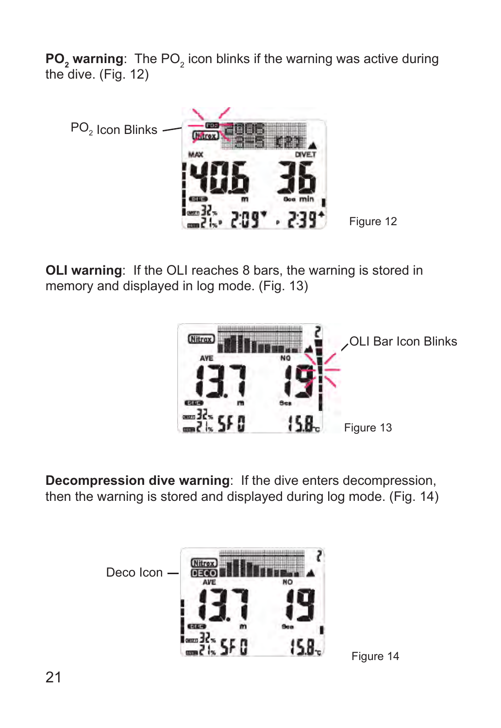**$PO_2$ warning**: The $PO_2$ icon blinks if the warning was active during the dive. (Fig. 12)

$PO_2$ Icon Blinks

Figure 12

**OLI warning**: If the OLI reaches 8 bars, the warning is stored in memory and displayed in log mode. (Fig. 13)

OLI Bar Icon Blinks

Figure 13

**Decompression dive warning**: If the dive enters decompression, then the warning is stored and displayed during log mode. (Fig. 14)

Deco Icon

Figure 14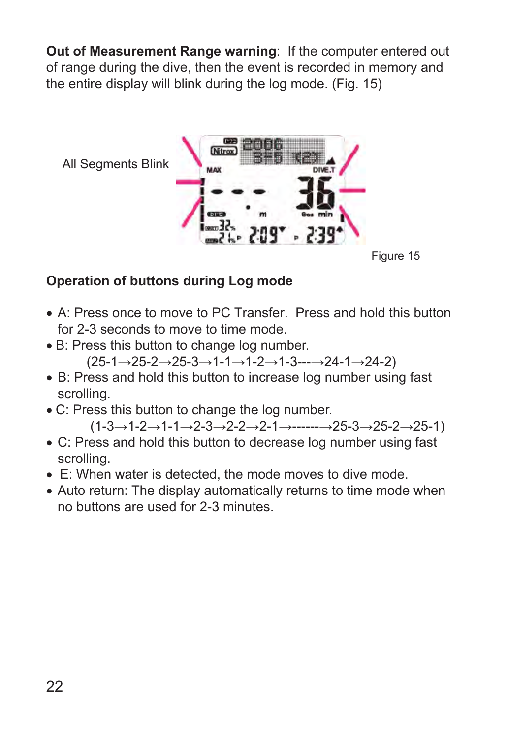**Out of Measurement Range warning**: If the computer entered out of range during the dive, then the event is recorded in memory and the entire display will blink during the log mode. (Fig. 15)

All Segments Blink

Figure 15

**Operation of buttons during Log mode**

- A: Press once to move to PC Transfer. Press and hold this button for 2-3 seconds to move to time mode.
- B: Press this button to change log number.
  (25-1→25-2→25-3→1-1→1-2→1-3---→24-1→24-2)
- B: Press and hold this button to increase log number using fast scrolling.
- C: Press this button to change the log number.
  (1-3→1-2→1-1→2-3→2-2→2-1→-------→25-3→25-2→25-1)
- C: Press and hold this button to decrease log number using fast scrolling.
- E: When water is detected, the mode moves to dive mode.
- Auto return: The display automatically returns to time mode when no buttons are used for 2-3 minutes.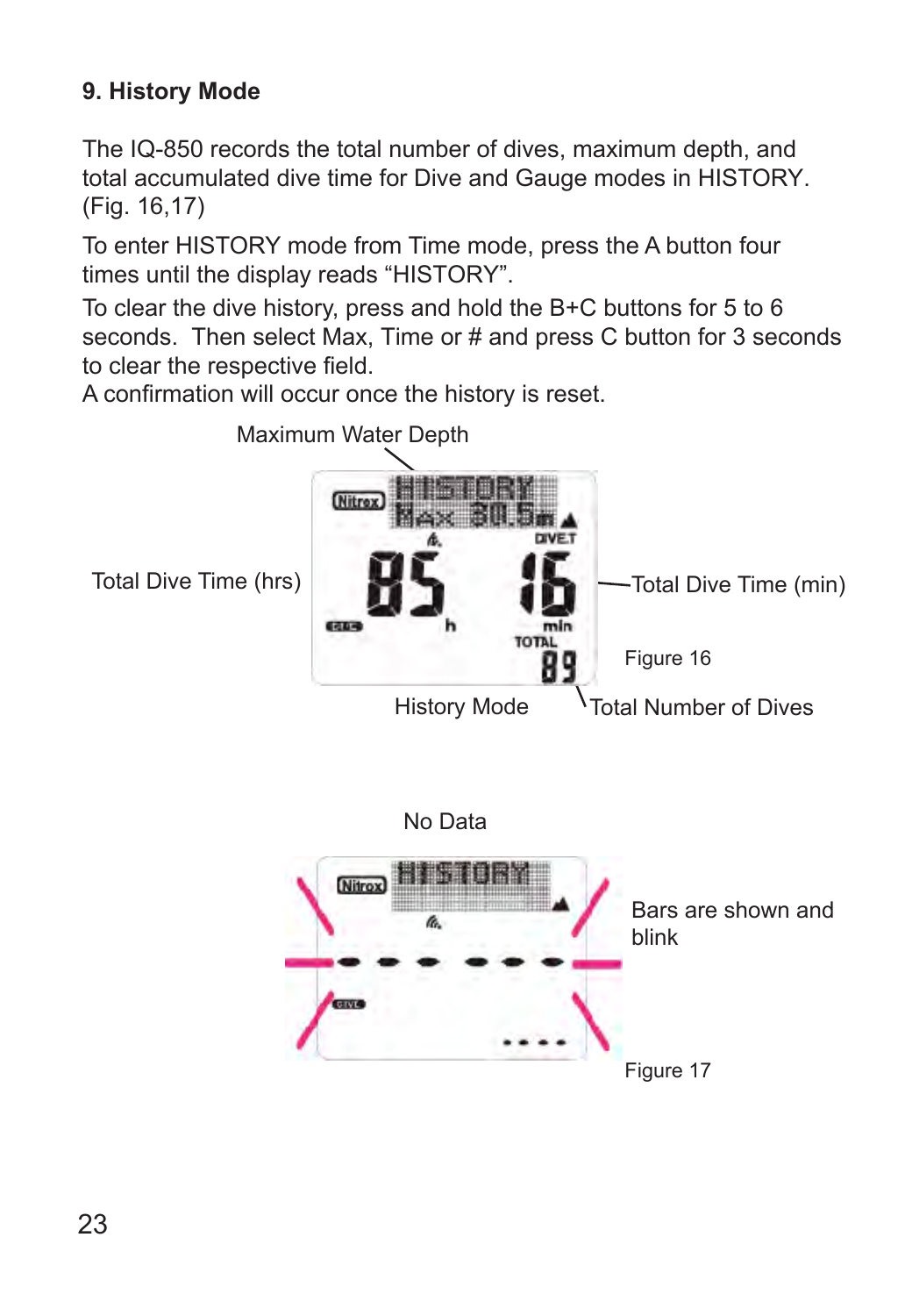## 9. History Mode

The IQ-850 records the total number of dives, maximum depth, and total accumulated dive time for Dive and Gauge modes in HISTORY. (Fig. 16,17)

To enter HISTORY mode from Time mode, press the A button four times until the display reads “HISTORY”.

To clear the dive history, press and hold the B+C buttons for 5 to 6 seconds. Then select Max, Time or # and press C button for 3 seconds to clear the respective field.

A confirmation will occur once the history is reset.

Maximum Water Depth

Total Dive Time (hrs)

Total Dive Time (min)

Figure 16

History Mode

Total Number of Dives

No Data

Bars are shown and blink

Figure 17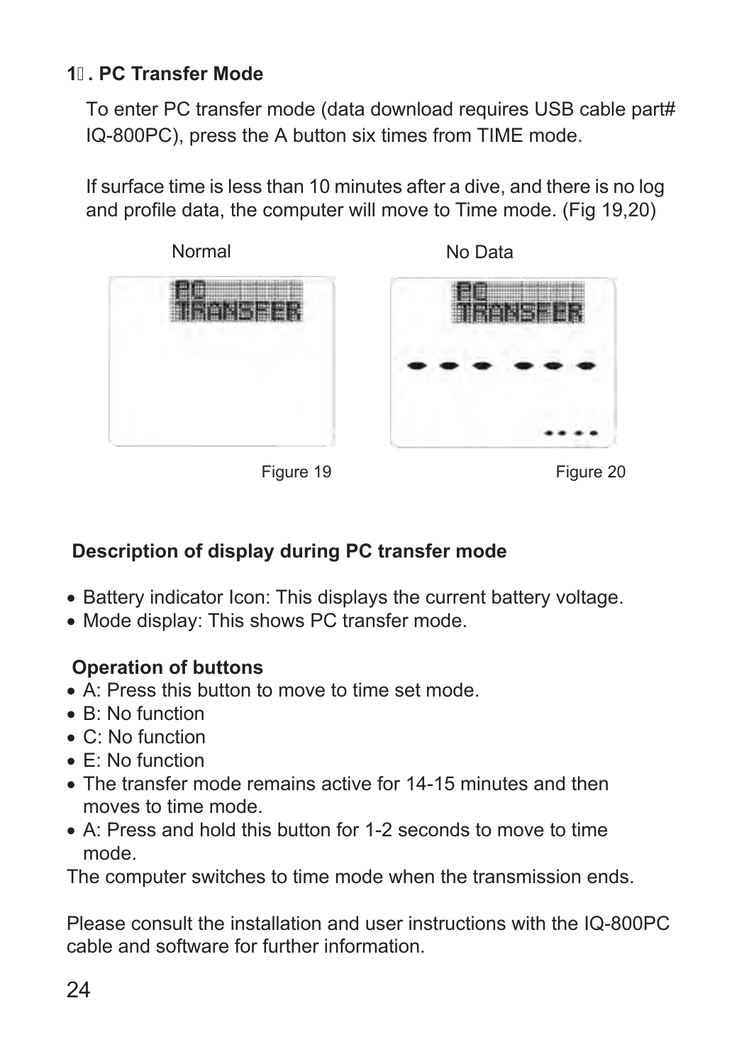## 1. PC Transfer Mode

To enter PC transfer mode (data download requires USB cable part# IQ-800PC), press the A button six times from TIME mode.

If surface time is less than 10 minutes after a dive, and there is no log and profile data, the computer will move to Time mode. (Fig 19,20)

Normal

Figure 19

No Data

Figure 20

**Description of display during PC transfer mode**

- Battery indicator Icon: This displays the current battery voltage.
- Mode display: This shows PC transfer mode.

**Operation of buttons**

- A: Press this button to move to time set mode.
- B: No function
- C: No function
- E: No function
- The transfer mode remains active for 14-15 minutes and then moves to time mode.
- A: Press and hold this button for 1-2 seconds to move to time mode.

The computer switches to time mode when the transmission ends.

Please consult the installation and user instructions with the IQ-800PC cable and software for further information.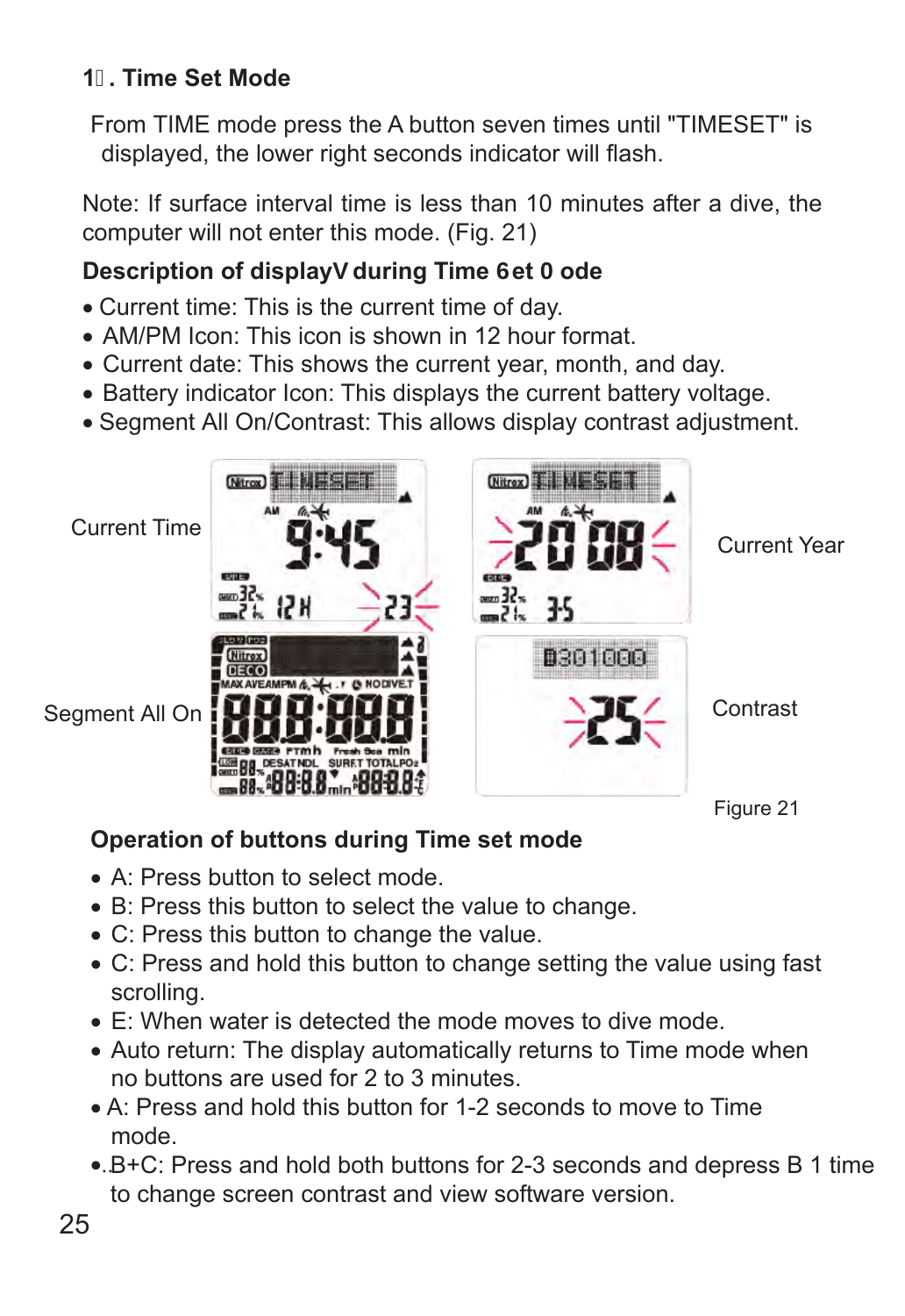## 1. Time Set Mode

From TIME mode press the A button seven times until "TIMESET" is displayed, the lower right seconds indicator will flash.

Note: If surface interval time is less than 10 minutes after a dive, the computer will not enter this mode. (Fig. 21)

### Description of displays during Time Set Mode

- Current time: This is the current time of day.
- AM/PM Icon: This icon is shown in 12 hour format.
- Current date: This shows the current year, month, and day.
- Battery indicator Icon: This displays the current battery voltage.
- Segment All On/Contrast: This allows display contrast adjustment.

Current Time

Current Year

Segment All On

Contrast

Figure 21

### Operation of buttons during Time set mode

- A: Press button to select mode.
- B: Press this button to select the value to change.
- C: Press this button to change the value.
- C: Press and hold this button to change setting the value using fast scrolling.
- E: When water is detected the mode moves to dive mode.
- Auto return: The display automatically returns to Time mode when no buttons are used for 2 to 3 minutes.
- A: Press and hold this button for 1-2 seconds to move to Time mode.
- B+C: Press and hold both buttons for 2-3 seconds and depress B 1 time to change screen contrast and view software version.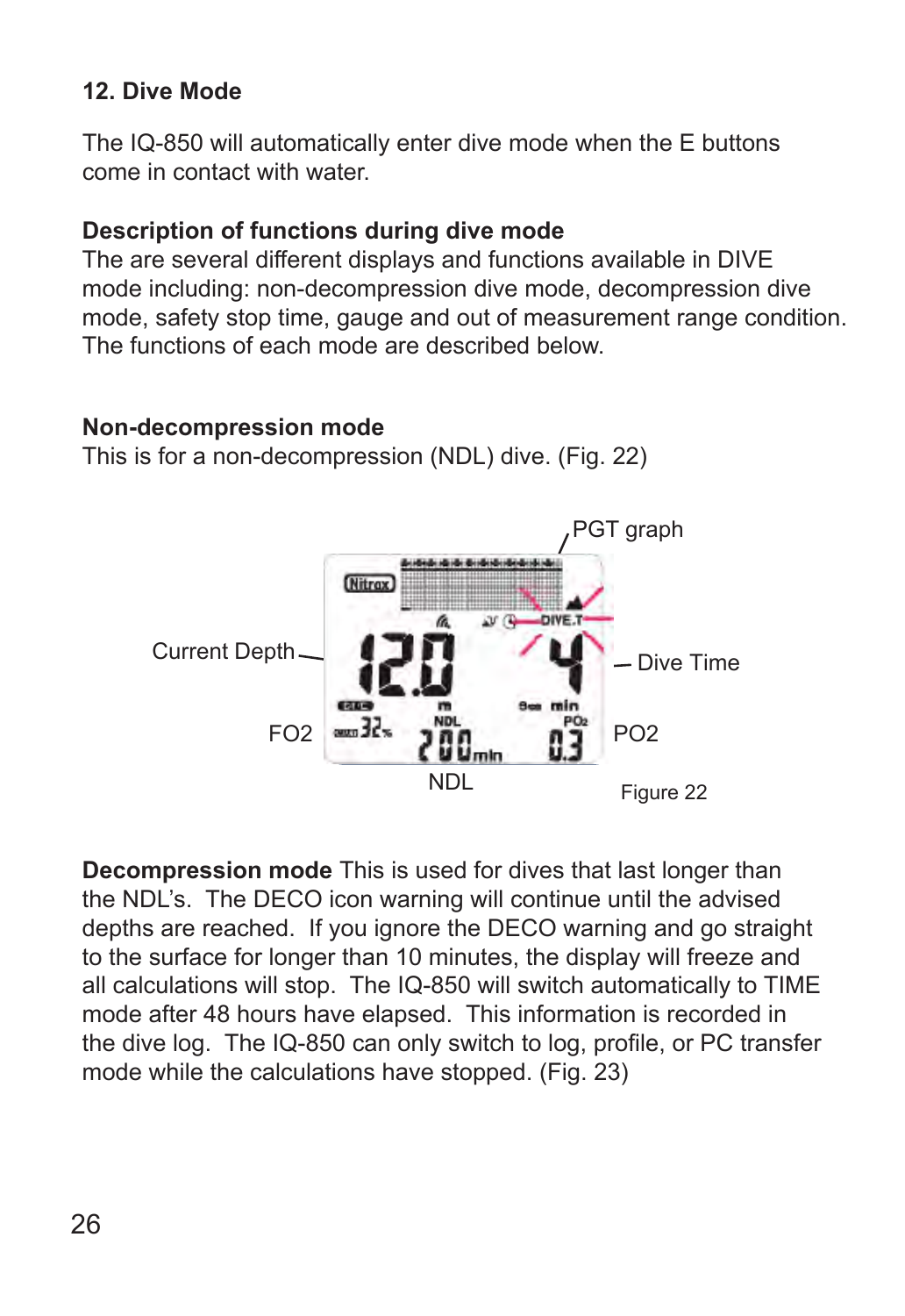## 12. Dive Mode

The IQ-850 will automatically enter dive mode when the E buttons come in contact with water.

### Description of functions during dive mode

The are several different displays and functions available in DIVE mode including: non-decompression dive mode, decompression dive mode, safety stop time, gauge and out of measurement range condition. The functions of each mode are described below.

### Non-decompression mode

This is for a non-decompression (NDL) dive. (Fig. 22)

PGT graph

Current Depth

Dive Time

FO2

PO2

NDL

Figure 22

**Decompression mode** This is used for dives that last longer than the NDL's. The DECO icon warning will continue until the advised depths are reached. If you ignore the DECO warning and go straight to the surface for longer than 10 minutes, the display will freeze and all calculations will stop. The IQ-850 will switch automatically to TIME mode after 48 hours have elapsed. This information is recorded in the dive log. The IQ-850 can only switch to log, profile, or PC transfer mode while the calculations have stopped. (Fig. 23)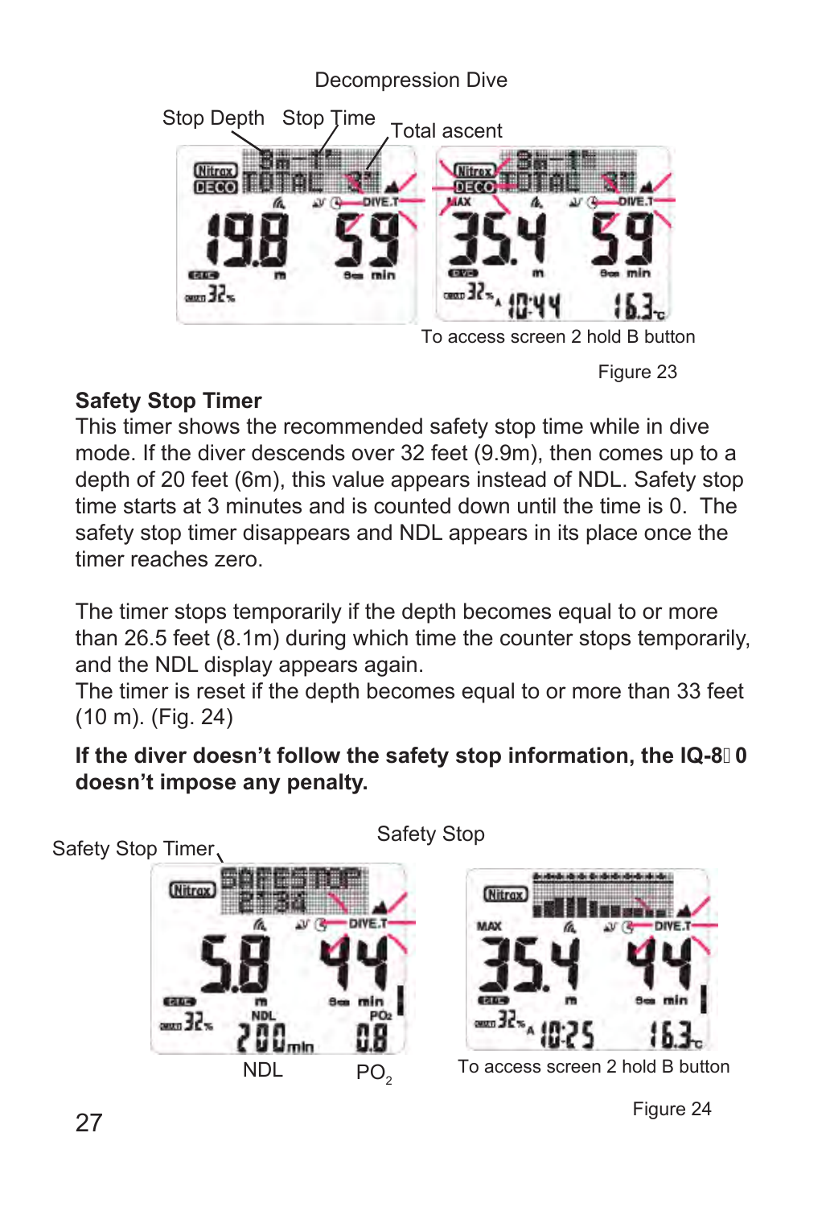Decompression Dive

Stop Depth Stop Time Total ascent

To access screen 2 hold B button

Figure 23

**Safety Stop Timer**

This timer shows the recommended safety stop time while in dive mode. If the diver descends over 32 feet (9.9m), then comes up to a depth of 20 feet (6m), this value appears instead of NDL. Safety stop time starts at 3 minutes and is counted down until the time is 0. The safety stop timer disappears and NDL appears in its place once the timer reaches zero.

The timer stops temporarily if the depth becomes equal to or more than 26.5 feet (8.1m) during which time the counter stops temporarily, and the NDL display appears again.

The timer is reset if the depth becomes equal to or more than 33 feet (10 m). (Fig. 24)

**If the diver doesn't follow the safety stop information, the IQ-8 0 doesn't impose any penalty.**

Safety Stop Timer

Safety Stop

NDL PO$_2$

To access screen 2 hold B button

Figure 24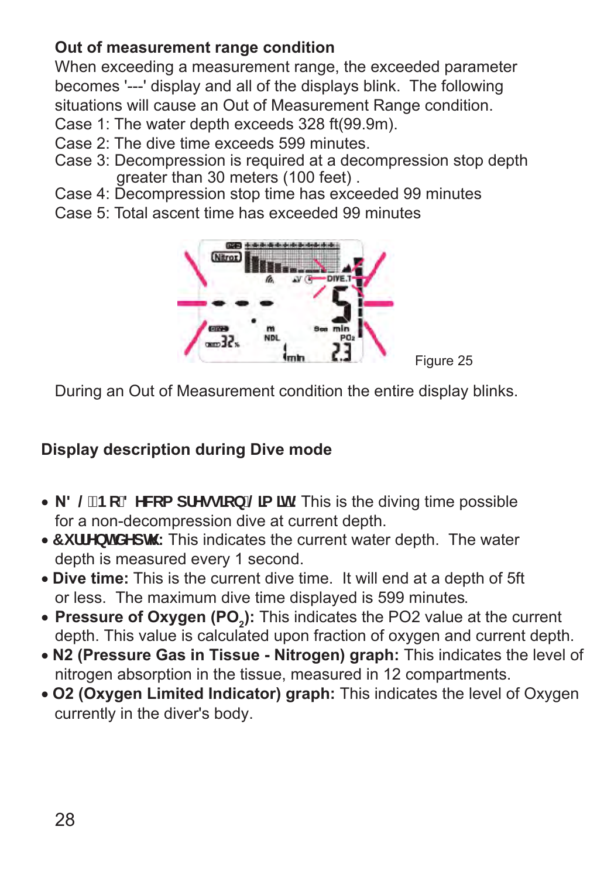**Out of measurement range condition**

When exceeding a measurement range, the exceeded parameter becomes '---' display and all of the displays blink. The following situations will cause an Out of Measurement Range condition.

Case 1: The water depth exceeds 328 ft(99.9m).

Case 2: The dive time exceeds 599 minutes.

Case 3: Decompression is required at a decompression stop depth greater than 30 meters (100 feet) .

Case 4: Decompression stop time has exceeded 99 minutes

Case 5: Total ascent time has exceeded 99 minutes

Figure 25

During an Out of Measurement condition the entire display blinks.

## Display description during Dive mode

- **NDL (No Decompression Limit):** This is the diving time possible for a non-decompression dive at current depth.
- **Current depth:** This indicates the current water depth. The water depth is measured every 1 second.
- **Dive time:** This is the current dive time. It will end at a depth of 5ft or less. The maximum dive time displayed is 599 minutes.
- **Pressure of Oxygen ($PO_2$):** This indicates the PO2 value at the current depth. This value is calculated upon fraction of oxygen and current depth.
- **N2 (Pressure Gas in Tissue - Nitrogen) graph:** This indicates the level of nitrogen absorption in the tissue, measured in 12 compartments.
- **O2 (Oxygen Limited Indicator) graph:** This indicates the level of Oxygen currently in the diver's body.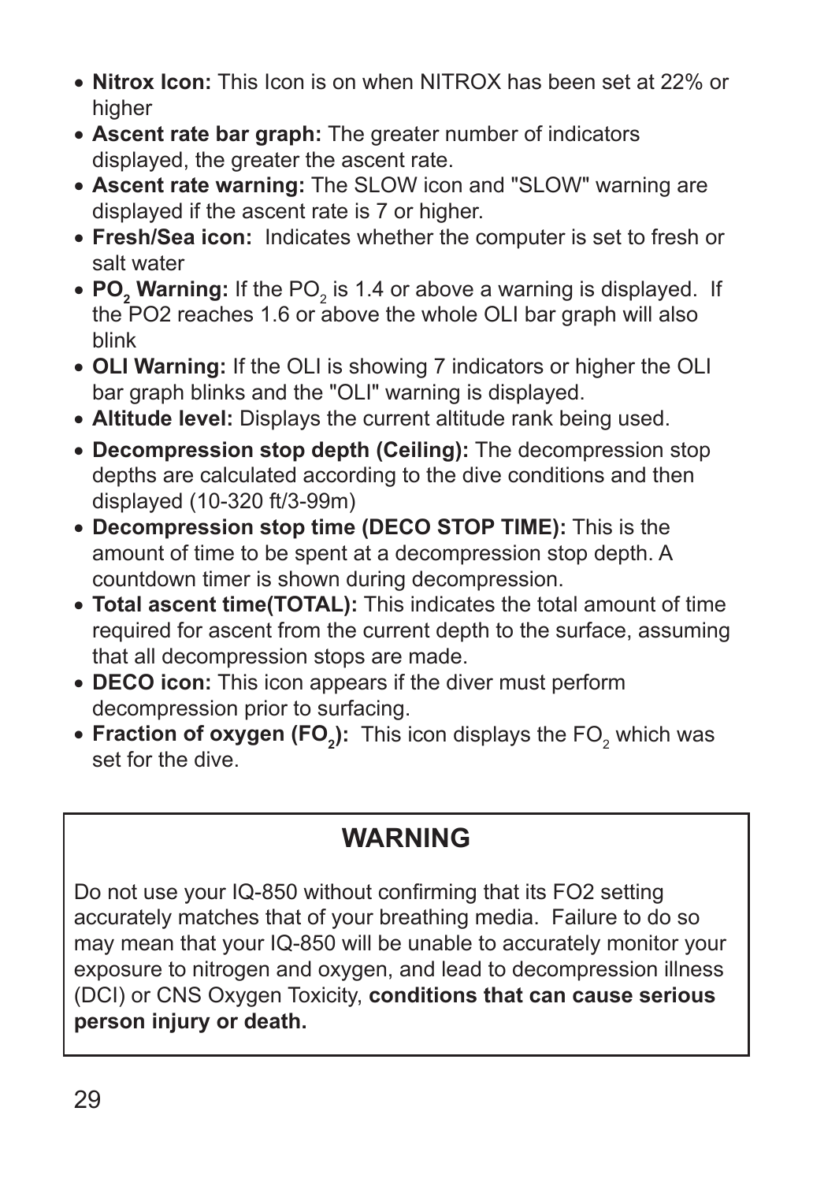- **Nitrox Icon:** This Icon is on when NITROX has been set at 22% or higher
- **Ascent rate bar graph:** The greater number of indicators displayed, the greater the ascent rate.
- **Ascent rate warning:** The SLOW icon and "SLOW" warning are displayed if the ascent rate is 7 or higher.
- **Fresh/Sea icon:** Indicates whether the computer is set to fresh or salt water
- **$PO_2$ Warning:** If the $PO_2$ is 1.4 or above a warning is displayed. If the PO2 reaches 1.6 or above the whole OLI bar graph will also blink
- **OLI Warning:** If the OLI is showing 7 indicators or higher the OLI bar graph blinks and the "OLI" warning is displayed.
- **Altitude level:** Displays the current altitude rank being used.
- **Decompression stop depth (Ceiling):** The decompression stop depths are calculated according to the dive conditions and then displayed (10-320 ft/3-99m)
- **Decompression stop time (DECO STOP TIME):** This is the amount of time to be spent at a decompression stop depth. A countdown timer is shown during decompression.
- **Total ascent time(TOTAL):** This indicates the total amount of time required for ascent from the current depth to the surface, assuming that all decompression stops are made.
- **DECO icon:** This icon appears if the diver must perform decompression prior to surfacing.
- **Fraction of oxygen ($FO_2$):** This icon displays the $FO_2$ which was set for the dive.

## WARNING

Do not use your IQ-850 without confirming that its FO2 setting accurately matches that of your breathing media. Failure to do so may mean that your IQ-850 will be unable to accurately monitor your exposure to nitrogen and oxygen, and lead to decompression illness (DCI) or CNS Oxygen Toxicity, **conditions that can cause serious person injury or death.**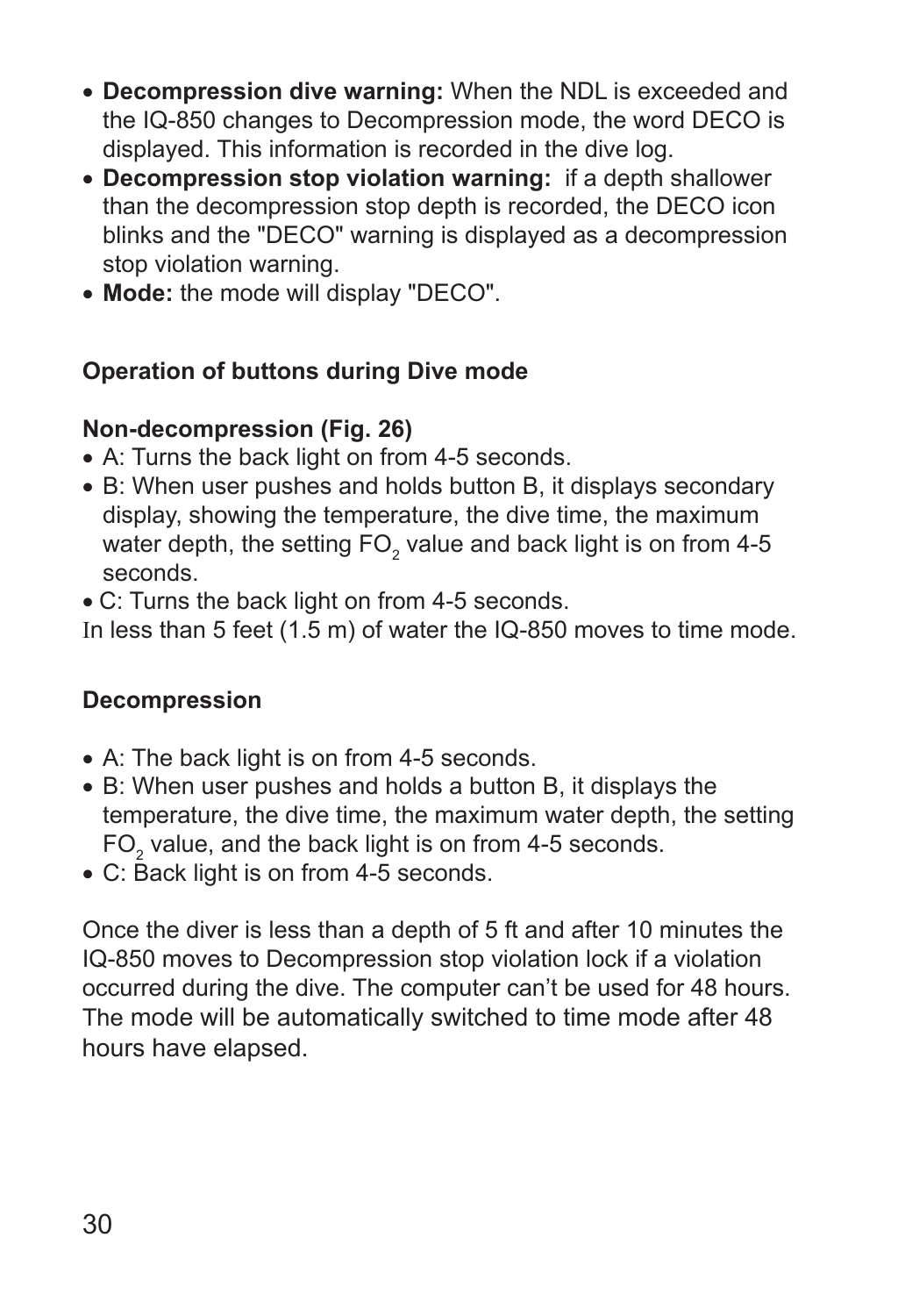- **Decompression dive warning:** When the NDL is exceeded and the IQ-850 changes to Decompression mode, the word DECO is displayed. This information is recorded in the dive log.
- **Decompression stop violation warning:** if a depth shallower than the decompression stop depth is recorded, the DECO icon blinks and the "DECO" warning is displayed as a decompression stop violation warning.
- **Mode:** the mode will display "DECO".

**Operation of buttons during Dive mode**

**Non-decompression (Fig. 26)**

- A: Turns the back light on from 4-5 seconds.
- B: When user pushes and holds button B, it displays secondary display, showing the temperature, the dive time, the maximum water depth, the setting $FO_2$ value and back light is on from 4-5 seconds.
- C: Turns the back light on from 4-5 seconds.

In less than 5 feet (1.5 m) of water the IQ-850 moves to time mode.

**Decompression**

- A: The back light is on from 4-5 seconds.
- B: When user pushes and holds a button B, it displays the temperature, the dive time, the maximum water depth, the setting $FO_2$ value, and the back light is on from 4-5 seconds.
- C: Back light is on from 4-5 seconds.

Once the diver is less than a depth of 5 ft and after 10 minutes the IQ-850 moves to Decompression stop violation lock if a violation occurred during the dive. The computer can’t be used for 48 hours. The mode will be automatically switched to time mode after 48 hours have elapsed.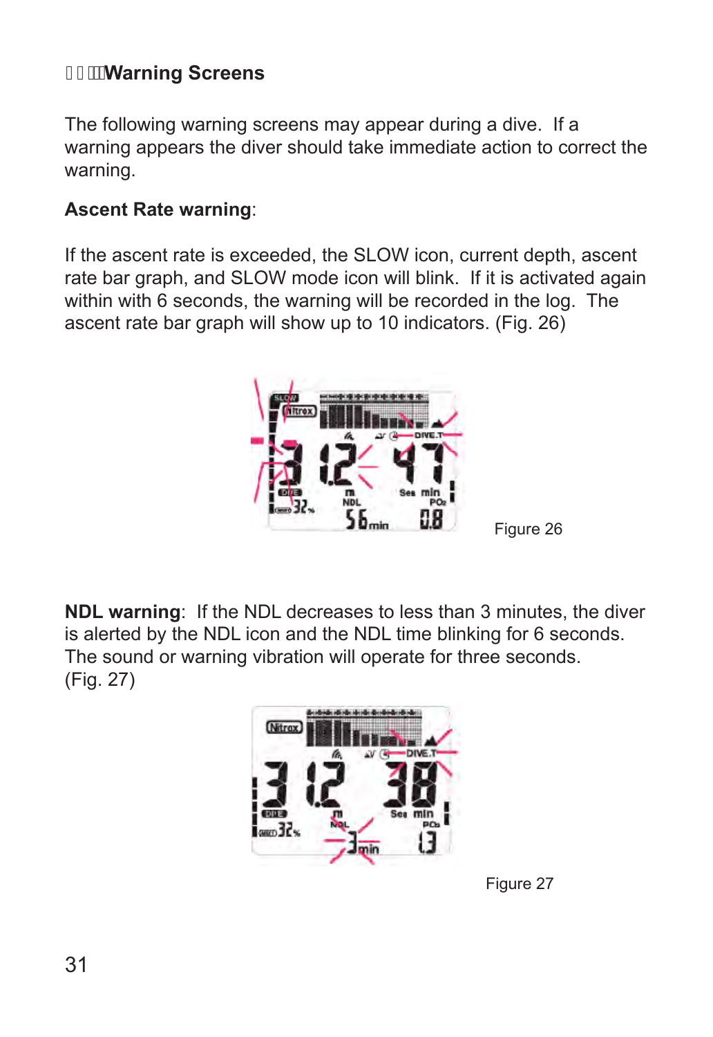## Warning Screens

The following warning screens may appear during a dive. If a warning appears the diver should take immediate action to correct the warning.

**Ascent Rate warning**:

If the ascent rate is exceeded, the SLOW icon, current depth, ascent rate bar graph, and SLOW mode icon will blink. If it is activated again within with 6 seconds, the warning will be recorded in the log. The ascent rate bar graph will show up to 10 indicators. (Fig. 26)

Figure 26

**NDL warning**: If the NDL decreases to less than 3 minutes, the diver is alerted by the NDL icon and the NDL time blinking for 6 seconds. The sound or warning vibration will operate for three seconds. (Fig. 27)

Figure 27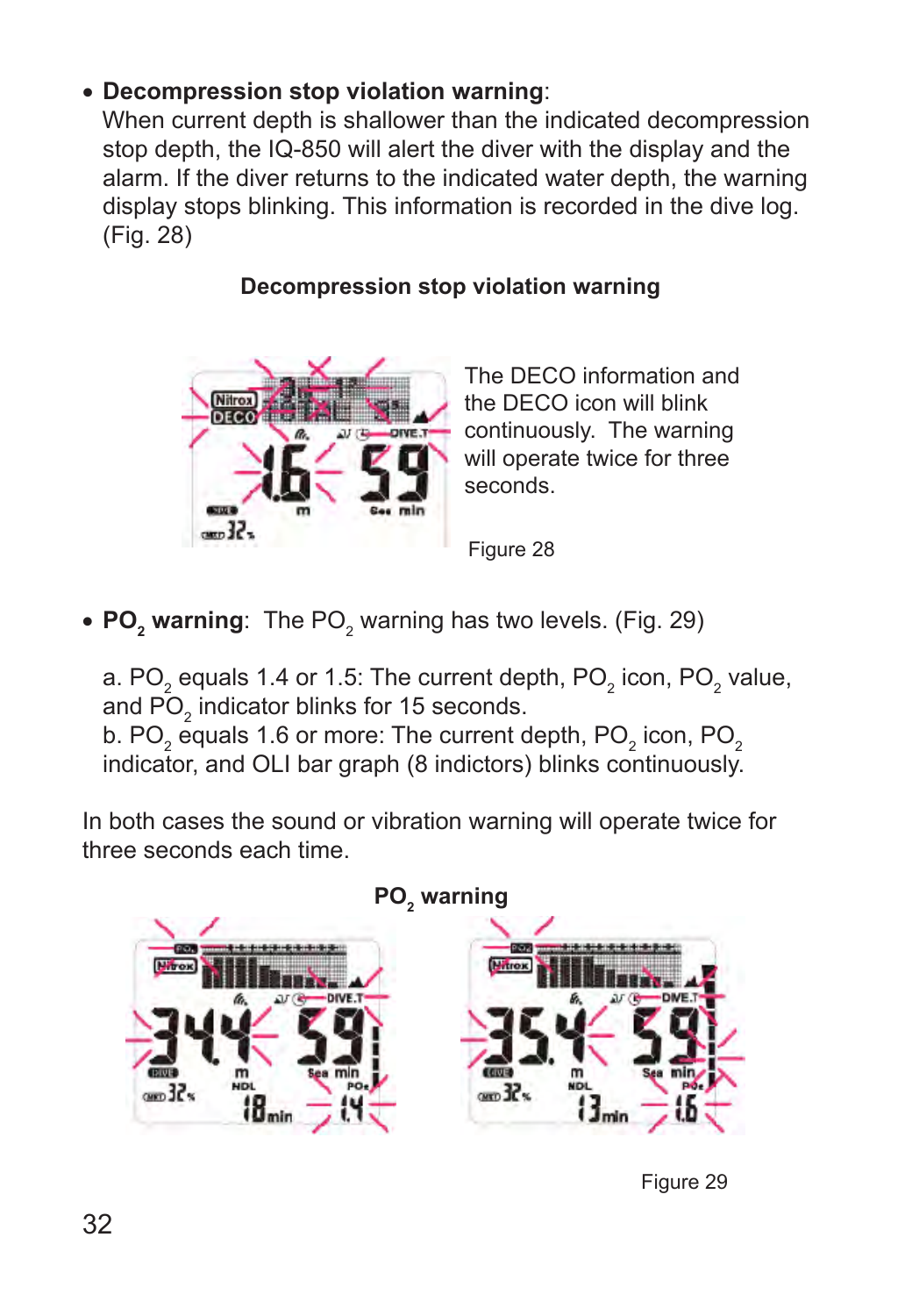- **Decompression stop violation warning**:
  When current depth is shallower than the indicated decompression stop depth, the IQ-850 will alert the diver with the display and the alarm. If the diver returns to the indicated water depth, the warning display stops blinking. This information is recorded in the dive log. (Fig. 28)

**Decompression stop violation warning**

The DECO information and the DECO icon will blink continuously. The warning will operate twice for three seconds.

Figure 28

- **$PO_2$ warning**: The $PO_2$ warning has two levels. (Fig. 29)

  a. $PO_2$ equals 1.4 or 1.5: The current depth, $PO_2$ icon, $PO_2$ value, and $PO_2$ indicator blinks for 15 seconds.
  b. $PO_2$ equals 1.6 or more: The current depth, $PO_2$ icon, $PO_2$ indicator, and OLI bar graph (8 indictors) blinks continuously.

In both cases the sound or vibration warning will operate twice for three seconds each time.

**$PO_2$ warning**

Figure 29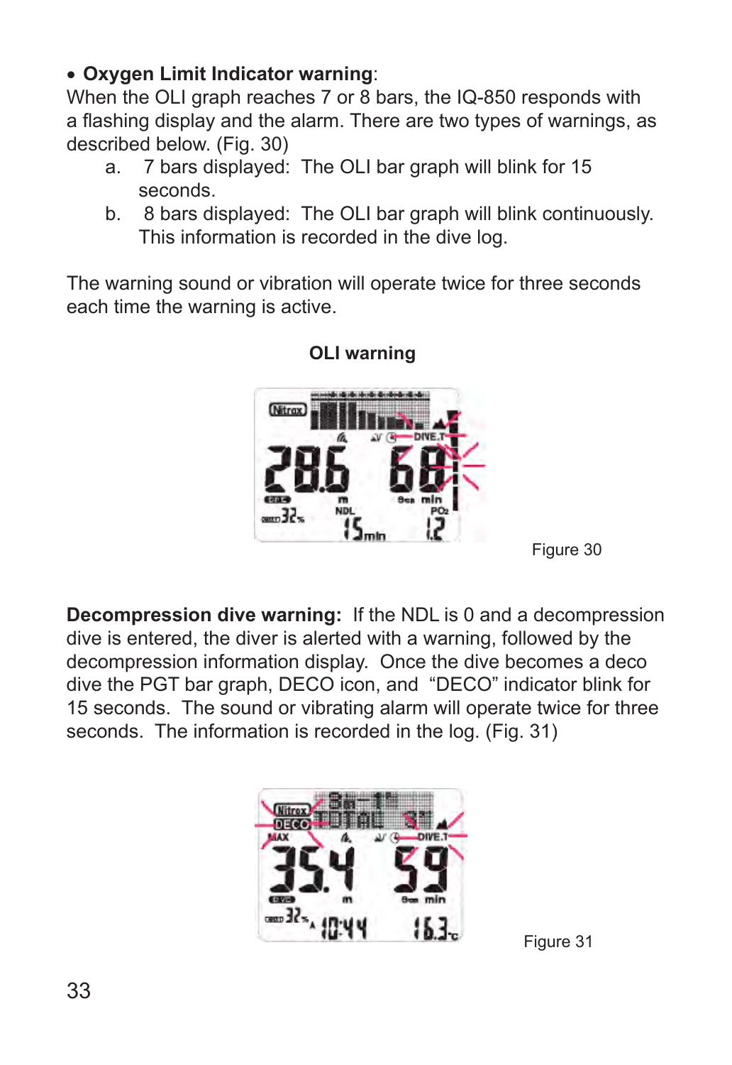- **Oxygen Limit Indicator warning**:

When the OLI graph reaches 7 or 8 bars, the IQ-850 responds with a flashing display and the alarm. There are two types of warnings, as described below. (Fig. 30)

a. 7 bars displayed: The OLI bar graph will blink for 15 seconds.

b. 8 bars displayed: The OLI bar graph will blink continuously. This information is recorded in the dive log.

The warning sound or vibration will operate twice for three seconds each time the warning is active.

**OLI warning**

Figure 30

**Decompression dive warning:** If the NDL is 0 and a decompression dive is entered, the diver is alerted with a warning, followed by the decompression information display. Once the dive becomes a deco dive the PGT bar graph, DECO icon, and "DECO" indicator blink for 15 seconds. The sound or vibrating alarm will operate twice for three seconds. The information is recorded in the log. (Fig. 31)

Figure 31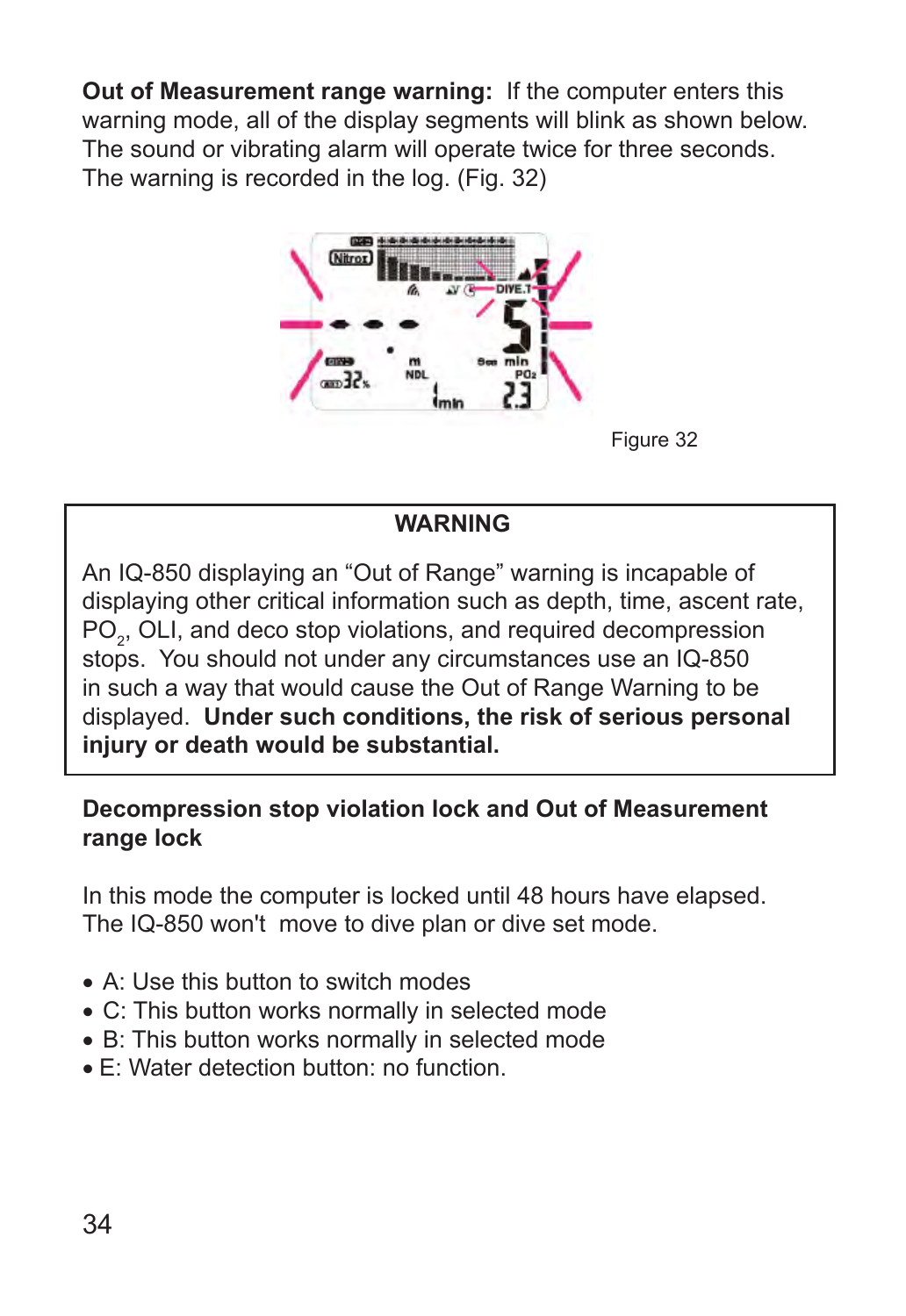**Out of Measurement range warning:** If the computer enters this warning mode, all of the display segments will blink as shown below. The sound or vibrating alarm will operate twice for three seconds. The warning is recorded in the log. (Fig. 32)

Figure 32

> **WARNING**
>
> An IQ-850 displaying an “Out of Range” warning is incapable of displaying other critical information such as depth, time, ascent rate, $PO_2$, OLI, and deco stop violations, and required decompression stops. You should not under any circumstances use an IQ-850 in such a way that would cause the Out of Range Warning to be displayed. **Under such conditions, the risk of serious personal injury or death would be substantial.**

**Decompression stop violation lock and Out of Measurement range lock**

In this mode the computer is locked until 48 hours have elapsed. The IQ-850 won't move to dive plan or dive set mode.

- A: Use this button to switch modes
- C: This button works normally in selected mode
- B: This button works normally in selected mode
- E: Water detection button: no function.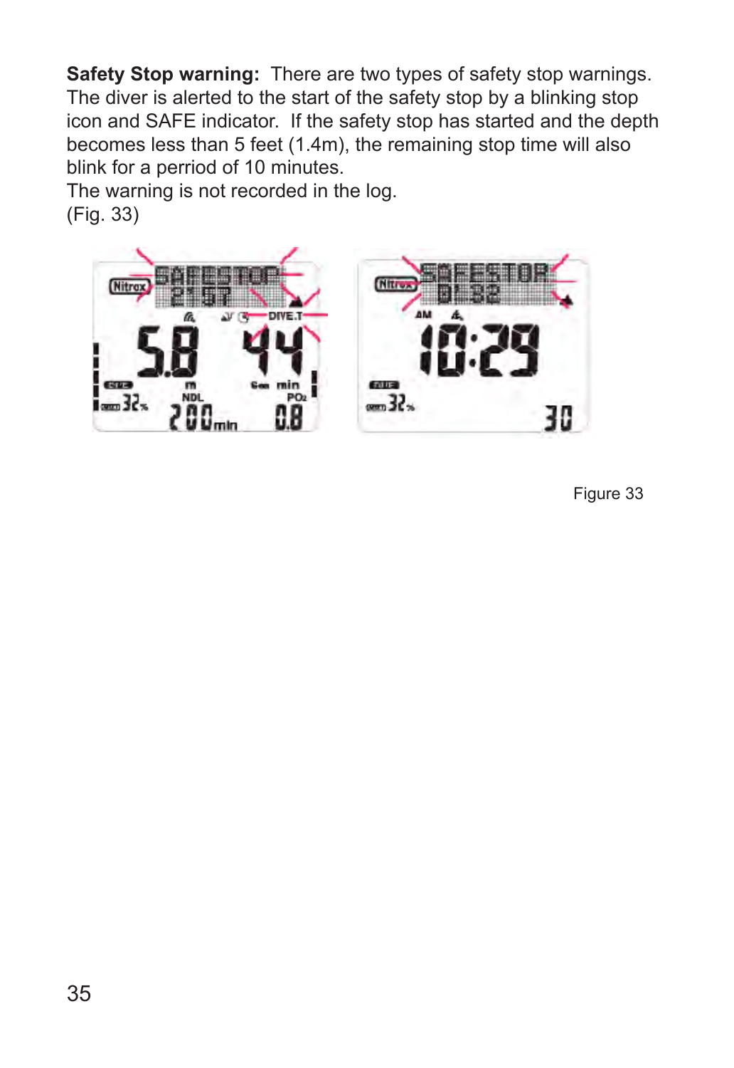**Safety Stop warning:** There are two types of safety stop warnings. The diver is alerted to the start of the safety stop by a blinking stop icon and SAFE indicator. If the safety stop has started and the depth becomes less than 5 feet (1.4m), the remaining stop time will also blink for a perriod of 10 minutes.
The warning is not recorded in the log.
(Fig. 33)

Figure 33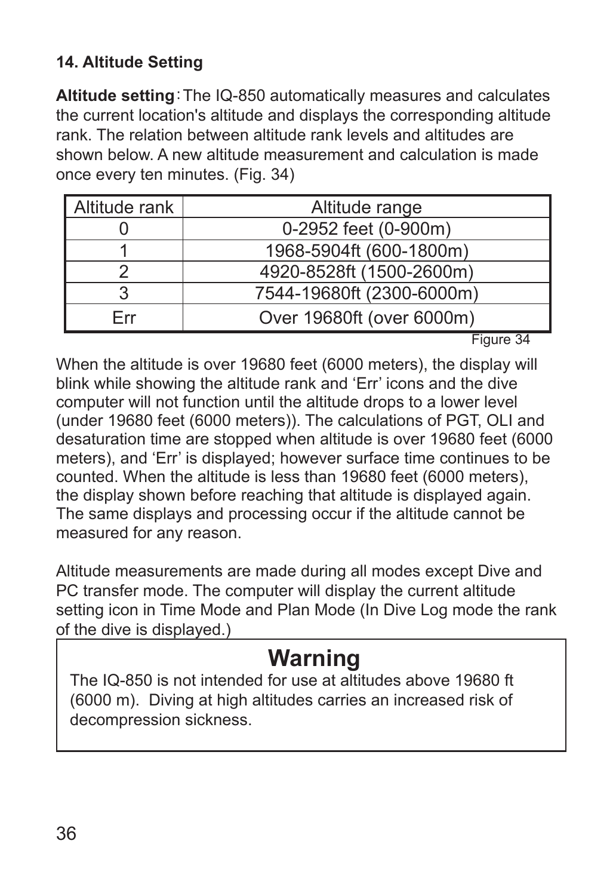## 14. Altitude Setting

**Altitude setting**：The IQ-850 automatically measures and calculates the current location's altitude and displays the corresponding altitude rank. The relation between altitude rank levels and altitudes are shown below. A new altitude measurement and calculation is made once every ten minutes. (Fig. 34)

| Altitude rank | Altitude range |
| --- | --- |
| 0 | 0-2952 feet (0-900m) |
| 1 | 1968-5904ft (600-1800m) |
| 2 | 4920-8528ft (1500-2600m) |
| 3 | 7544-19680ft (2300-6000m) |
| Err | Over 19680ft (over 6000m) |

Figure 34

When the altitude is over 19680 feet (6000 meters), the display will blink while showing the altitude rank and 'Err' icons and the dive computer will not function until the altitude drops to a lower level (under 19680 feet (6000 meters)). The calculations of PGT, OLI and desaturation time are stopped when altitude is over 19680 feet (6000 meters), and 'Err' is displayed; however surface time continues to be counted. When the altitude is less than 19680 feet (6000 meters), the display shown before reaching that altitude is displayed again. The same displays and processing occur if the altitude cannot be measured for any reason.

Altitude measurements are made during all modes except Dive and PC transfer mode. The computer will display the current altitude setting icon in Time Mode and Plan Mode (In Dive Log mode the rank of the dive is displayed.)

## Warning

The IQ-850 is not intended for use at altitudes above 19680 ft (6000 m). Diving at high altitudes carries an increased risk of decompression sickness.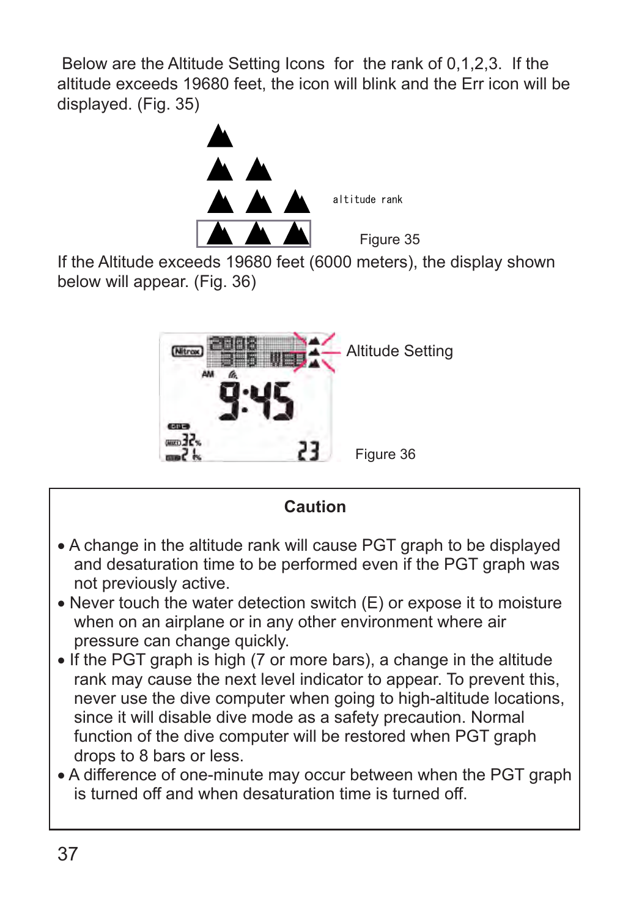Below are the Altitude Setting Icons for the rank of 0,1,2,3. If the altitude exceeds 19680 feet, the icon will blink and the Err icon will be displayed. (Fig. 35)

altitude rank

Figure 35

If the Altitude exceeds 19680 feet (6000 meters), the display shown below will appear. (Fig. 36)

Altitude Setting

Figure 36

**Caution**

- A change in the altitude rank will cause PGT graph to be displayed and desaturation time to be performed even if the PGT graph was not previously active.
- Never touch the water detection switch (E) or expose it to moisture when on an airplane or in any other environment where air pressure can change quickly.
- If the PGT graph is high (7 or more bars), a change in the altitude rank may cause the next level indicator to appear. To prevent this, never use the dive computer when going to high-altitude locations, since it will disable dive mode as a safety precaution. Normal function of the dive computer will be restored when PGT graph drops to 8 bars or less.
- A difference of one-minute may occur between when the PGT graph is turned off and when desaturation time is turned off.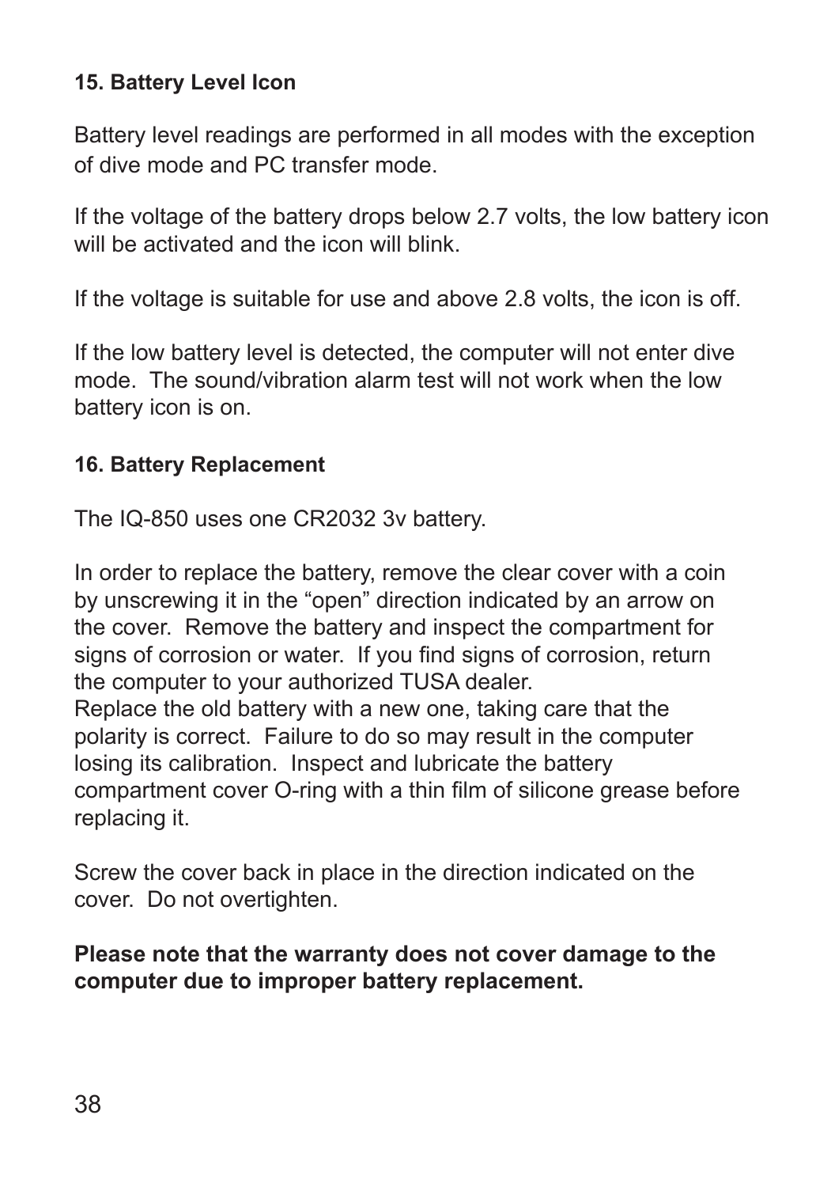### 15. Battery Level Icon

Battery level readings are performed in all modes with the exception of dive mode and PC transfer mode.

If the voltage of the battery drops below 2.7 volts, the low battery icon will be activated and the icon will blink.

If the voltage is suitable for use and above 2.8 volts, the icon is off.

If the low battery level is detected, the computer will not enter dive mode. The sound/vibration alarm test will not work when the low battery icon is on.

### 16. Battery Replacement

The IQ-850 uses one CR2032 3v battery.

In order to replace the battery, remove the clear cover with a coin by unscrewing it in the “open” direction indicated by an arrow on the cover. Remove the battery and inspect the compartment for signs of corrosion or water. If you find signs of corrosion, return the computer to your authorized TUSA dealer.
Replace the old battery with a new one, taking care that the polarity is correct. Failure to do so may result in the computer losing its calibration. Inspect and lubricate the battery compartment cover O-ring with a thin film of silicone grease before replacing it.

Screw the cover back in place in the direction indicated on the cover. Do not overtighten.

**Please note that the warranty does not cover damage to the computer due to improper battery replacement.**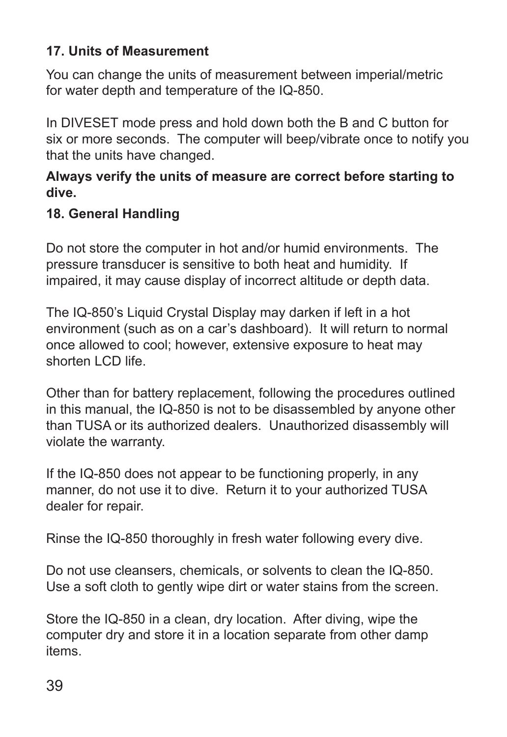## 17. Units of Measurement

You can change the units of measurement between imperial/metric for water depth and temperature of the IQ-850.

In DIVESET mode press and hold down both the B and C button for six or more seconds. The computer will beep/vibrate once to notify you that the units have changed.

**Always verify the units of measure are correct before starting to dive.**

## 18. General Handling

Do not store the computer in hot and/or humid environments. The pressure transducer is sensitive to both heat and humidity. If impaired, it may cause display of incorrect altitude or depth data.

The IQ-850's Liquid Crystal Display may darken if left in a hot environment (such as on a car's dashboard). It will return to normal once allowed to cool; however, extensive exposure to heat may shorten LCD life.

Other than for battery replacement, following the procedures outlined in this manual, the IQ-850 is not to be disassembled by anyone other than TUSA or its authorized dealers. Unauthorized disassembly will violate the warranty.

If the IQ-850 does not appear to be functioning properly, in any manner, do not use it to dive. Return it to your authorized TUSA dealer for repair.

Rinse the IQ-850 thoroughly in fresh water following every dive.

Do not use cleansers, chemicals, or solvents to clean the IQ-850. Use a soft cloth to gently wipe dirt or water stains from the screen.

Store the IQ-850 in a clean, dry location. After diving, wipe the computer dry and store it in a location separate from other damp items.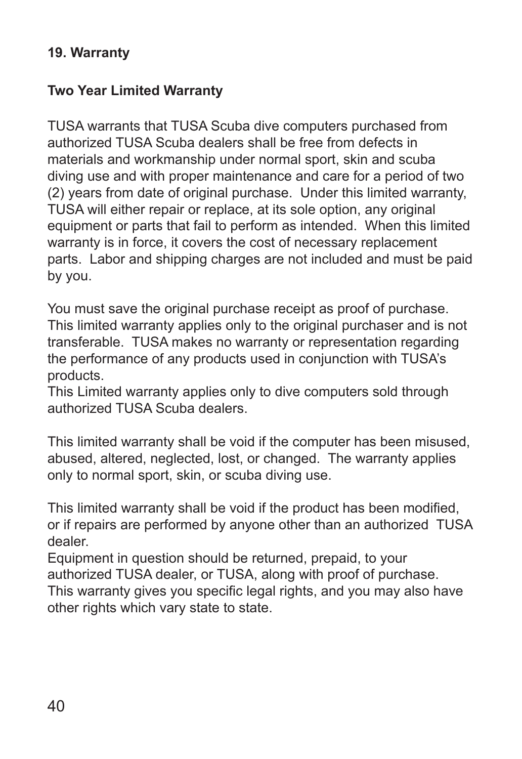## 19. Warranty

### Two Year Limited Warranty

TUSA warrants that TUSA Scuba dive computers purchased from authorized TUSA Scuba dealers shall be free from defects in materials and workmanship under normal sport, skin and scuba diving use and with proper maintenance and care for a period of two (2) years from date of original purchase. Under this limited warranty, TUSA will either repair or replace, at its sole option, any original equipment or parts that fail to perform as intended. When this limited warranty is in force, it covers the cost of necessary replacement parts. Labor and shipping charges are not included and must be paid by you.

You must save the original purchase receipt as proof of purchase. This limited warranty applies only to the original purchaser and is not transferable. TUSA makes no warranty or representation regarding the performance of any products used in conjunction with TUSA's products.
This Limited warranty applies only to dive computers sold through authorized TUSA Scuba dealers.

This limited warranty shall be void if the computer has been misused, abused, altered, neglected, lost, or changed. The warranty applies only to normal sport, skin, or scuba diving use.

This limited warranty shall be void if the product has been modified, or if repairs are performed by anyone other than an authorized TUSA dealer.
Equipment in question should be returned, prepaid, to your authorized TUSA dealer, or TUSA, along with proof of purchase.
This warranty gives you specific legal rights, and you may also have other rights which vary state to state.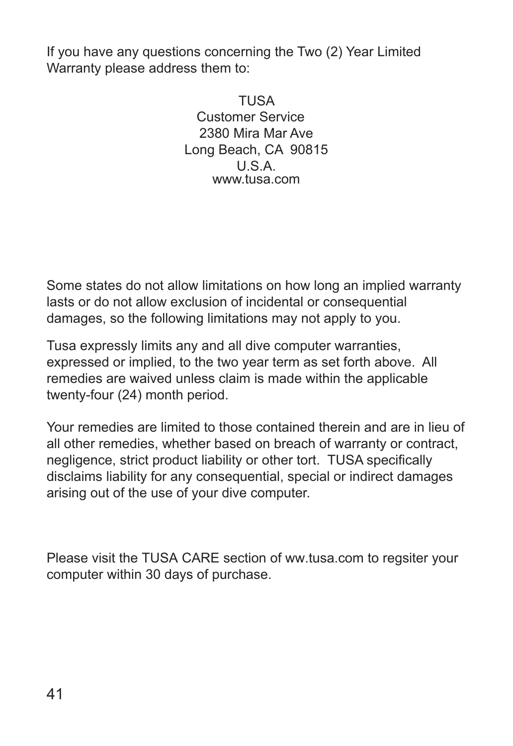If you have any questions concerning the Two (2) Year Limited Warranty please address them to:

TUSA  
Customer Service  
2380 Mira Mar Ave  
Long Beach, CA 90815  
U.S.A.  
www.tusa.com

Some states do not allow limitations on how long an implied warranty lasts or do not allow exclusion of incidental or consequential damages, so the following limitations may not apply to you.

Tusa expressly limits any and all dive computer warranties, expressed or implied, to the two year term as set forth above. All remedies are waived unless claim is made within the applicable twenty-four (24) month period.

Your remedies are limited to those contained therein and are in lieu of all other remedies, whether based on breach of warranty or contract, negligence, strict product liability or other tort. TUSA specifically disclaims liability for any consequential, special or indirect damages arising out of the use of your dive computer.

Please visit the TUSA CARE section of ww.tusa.com to regsiter your computer within 30 days of purchase.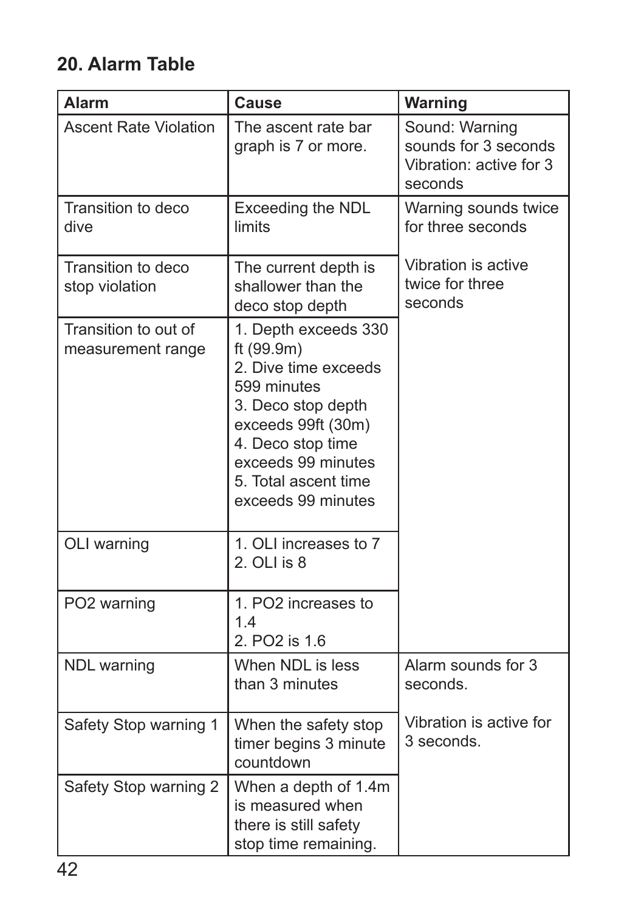## 20. Alarm Table

| Alarm | Cause | Warning |
|---|---|---|
| Ascent Rate Violation | The ascent rate bar graph is 7 or more. | Sound: Warning sounds for 3 seconds Vibration: active for 3 seconds |
| Transition to deco dive | Exceeding the NDL limits | Warning sounds twice for three seconds<br><br>Vibration is active twice for three seconds |
| Transition to deco stop violation | The current depth is shallower than the deco stop depth | |
| Transition to out of measurement range | 1. Depth exceeds 330 ft (99.9m)<br>2. Dive time exceeds 599 minutes<br>3. Deco stop depth exceeds 99ft (30m)<br>4. Deco stop time exceeds 99 minutes<br>5. Total ascent time exceeds 99 minutes | |
| OLI warning | 1. OLI increases to 7<br>2. OLI is 8 | |
| PO2 warning | 1. PO2 increases to 1.4<br>2. PO2 is 1.6 | |
| NDL warning | When NDL is less than 3 minutes | Alarm sounds for 3 seconds.<br><br>Vibration is active for 3 seconds. |
| Safety Stop warning 1 | When the safety stop timer begins 3 minute countdown | |
| Safety Stop warning 2 | When a depth of 1.4m is measured when there is still safety stop time remaining. | |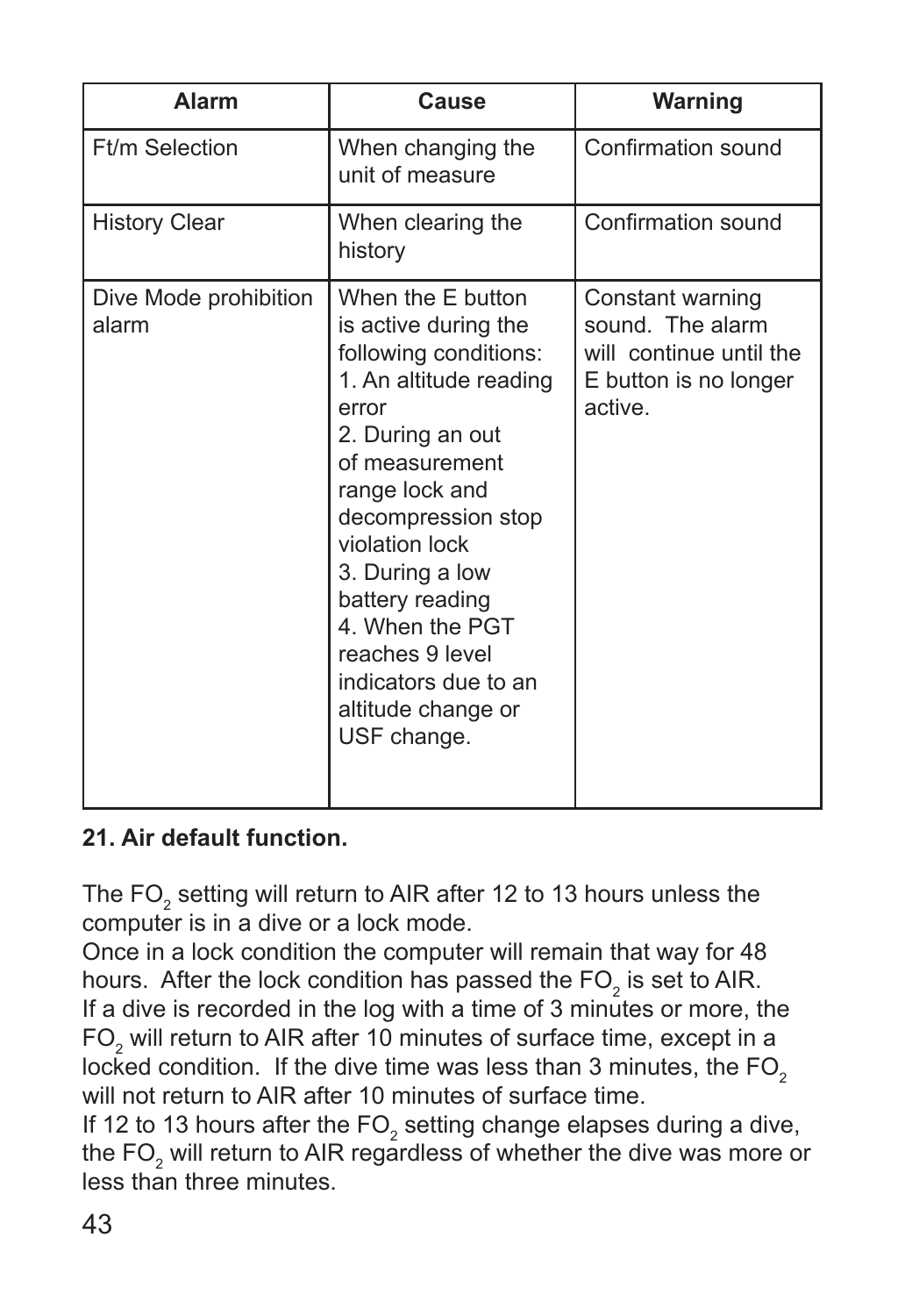| Alarm | Cause | Warning |
|---|---|---|
| Ft/m Selection | When changing the unit of measure | Confirmation sound |
| History Clear | When clearing the history | Confirmation sound |
| Dive Mode prohibition alarm | When the E button is active during the following conditions: 1. An altitude reading error 2. During an out of measurement range lock and decompression stop violation lock 3. During a low battery reading 4. When the PGT reaches 9 level indicators due to an altitude change or USF change. | Constant warning sound. The alarm will continue until the E button is no longer active. |

**21. Air default function.**

The $FO_2$ setting will return to AIR after 12 to 13 hours unless the computer is in a dive or a lock mode.
Once in a lock condition the computer will remain that way for 48 hours. After the lock condition has passed the $FO_2$ is set to AIR.
If a dive is recorded in the log with a time of 3 minutes or more, the $FO_2$ will return to AIR after 10 minutes of surface time, except in a locked condition. If the dive time was less than 3 minutes, the $FO_2$ will not return to AIR after 10 minutes of surface time.
If 12 to 13 hours after the $FO_2$ setting change elapses during a dive, the $FO_2$ will return to AIR regardless of whether the dive was more or less than three minutes.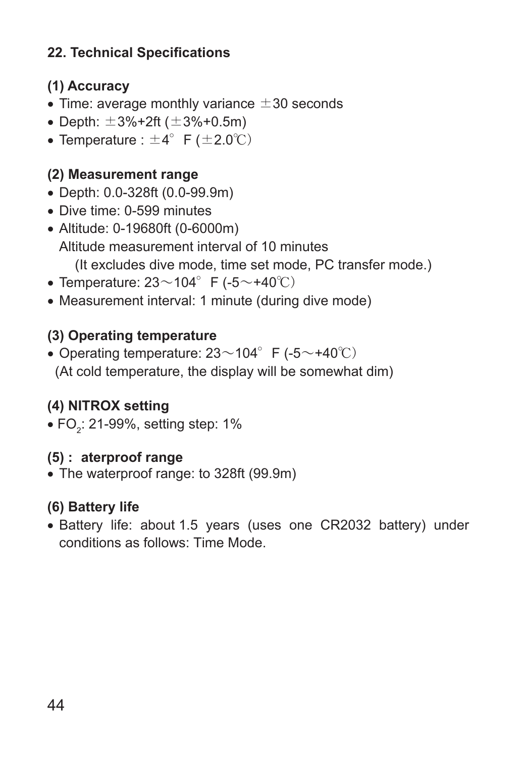## 22. Technical Specifications

### (1) Accuracy

- Time: average monthly variance ±30 seconds
- Depth: ±3%+2ft (±3%+0.5m)
- Temperature : ±4° F (±2.0℃)

### (2) Measurement range

- Depth: 0.0-328ft (0.0-99.9m)
- Dive time: 0-599 minutes
- Altitude: 0-19680ft (0-6000m)
  Altitude measurement interval of 10 minutes
  (It excludes dive mode, time set mode, PC transfer mode.)
- Temperature: 23～104° F (-5～+40℃)
- Measurement interval: 1 minute (during dive mode)

### (3) Operating temperature

- Operating temperature: 23～104° F (-5～+40℃)
  (At cold temperature, the display will be somewhat dim)

### (4) NITROX setting

- $FO_2$: 21-99%, setting step: 1%

### (5) : aterproof range

- The waterproof range: to 328ft (99.9m)

### (6) Battery life

- Battery life: about 1.5 years (uses one CR2032 battery) under conditions as follows: Time Mode.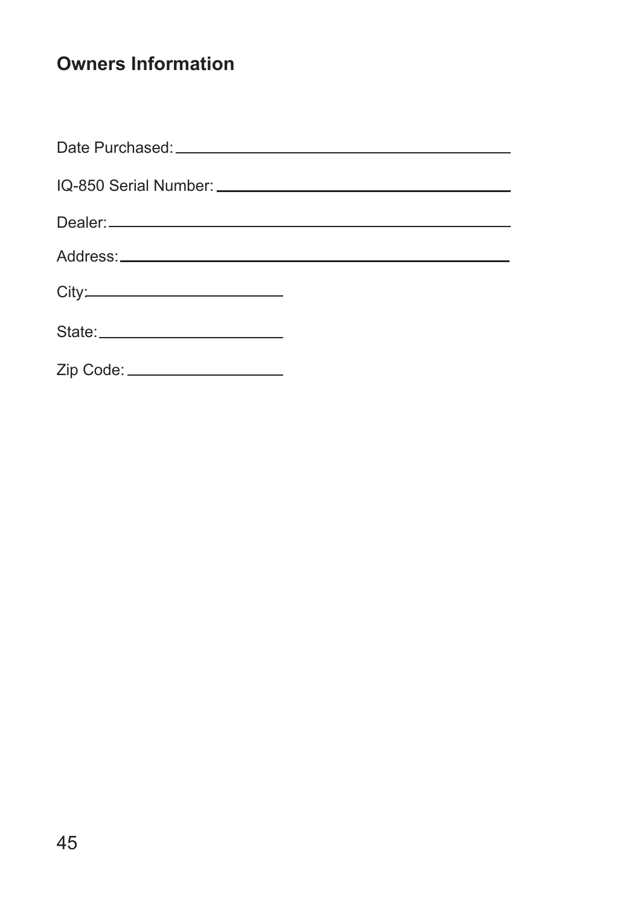## Owners Information

Date Purchased: ______________________________________

IQ-850 Serial Number: ________________________________

Dealer: _____________________________________________

Address: ____________________________________________

City: ____________________

State: ___________________

Zip Code: ________________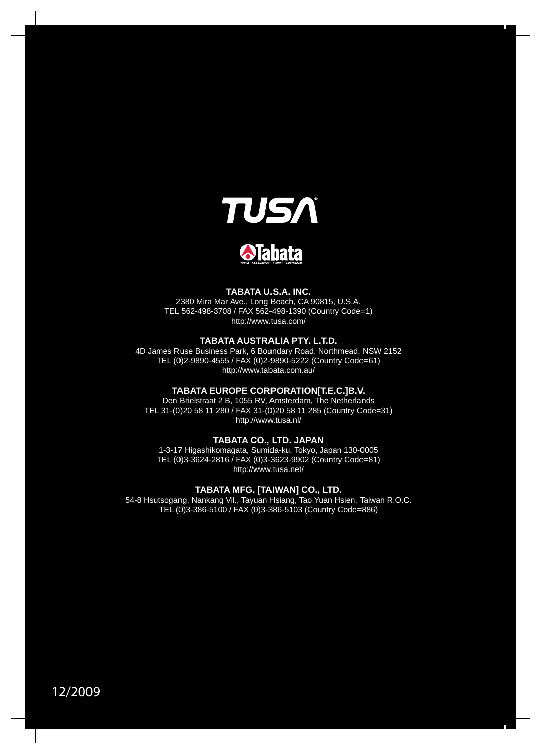TUSA®

Tabata

TOKYO LOS ANGELES SYDNEY AMSTERDAM

**TABATA U.S.A. INC.**
2380 Mira Mar Ave., Long Beach, CA 90815, U.S.A.
TEL 562-498-3708 / FAX 562-498-1390 (Country Code=1)
http://www.tusa.com/

**TABATA AUSTRALIA PTY. L.T.D.**
4D James Ruse Business Park, 6 Boundary Road, Northmead, NSW 2152
TEL (0)2-9890-4555 / FAX (0)2-9890-5222 (Country Code=61)
http://www.tabata.com.au/

**TABATA EUROPE CORPORATION[T.E.C.]B.V.**
Den Brielstraat 2 B, 1055 RV, Amsterdam, The Netherlands
TEL 31-(0)20 58 11 280 / FAX 31-(0)20 58 11 285 (Country Code=31)
http://www.tusa.nl/

**TABATA CO., LTD. JAPAN**
1-3-17 Higashikomagata, Sumida-ku, Tokyo, Japan 130-0005
TEL (0)3-3624-2816 / FAX (0)3-3623-9902 (Country Code=81)
http://www.tusa.net/

**TABATA MFG. [TAIWAN] CO., LTD.**
54-8 Hsutsogang, Nankang Vil., Tayuan Hsiang, Tao Yuan Hsien, Taiwan R.O.C.
TEL (0)3-386-5100 / FAX (0)3-386-5103 (Country Code=886)

12/2009